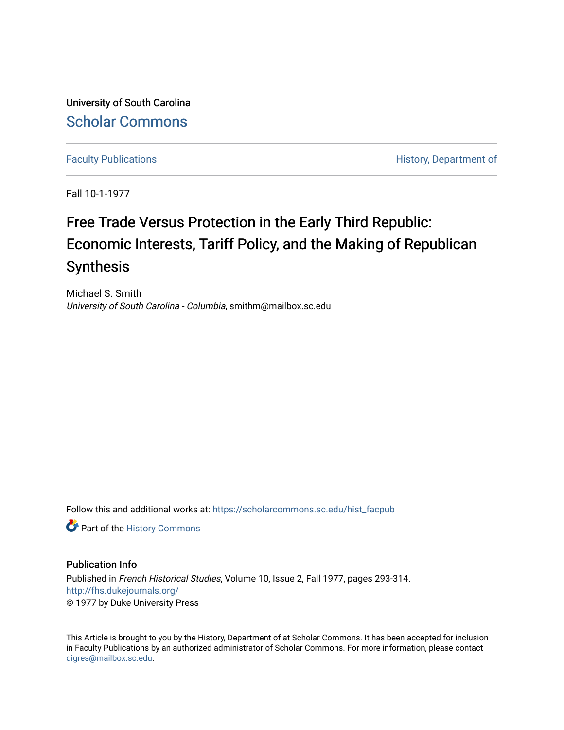University of South Carolina

Scholar Commons

Faculty Publications | History, Department of

Fall 10-1-1977

# Free Trade Versus Protection in the Early Third Republic: Economic Interests, Tariff Policy, and the Making of Republican Synthesis

Michael S. Smith

*University of South Carolina - Columbia*, smithm@mailbox.sc.edu

Follow this and additional works at: https://scholarcommons.sc.edu/hist_facpub

Part of the History Commons

## Publication Info

Published in *French Historical Studies*, Volume 10, Issue 2, Fall 1977, pages 293-314.

http://fhs.dukejournals.org/

© 1977 by Duke University Press

This Article is brought to you by the History, Department of at Scholar Commons. It has been accepted for inclusion in Faculty Publications by an authorized administrator of Scholar Commons. For more information, please contact digres@mailbox.sc.edu.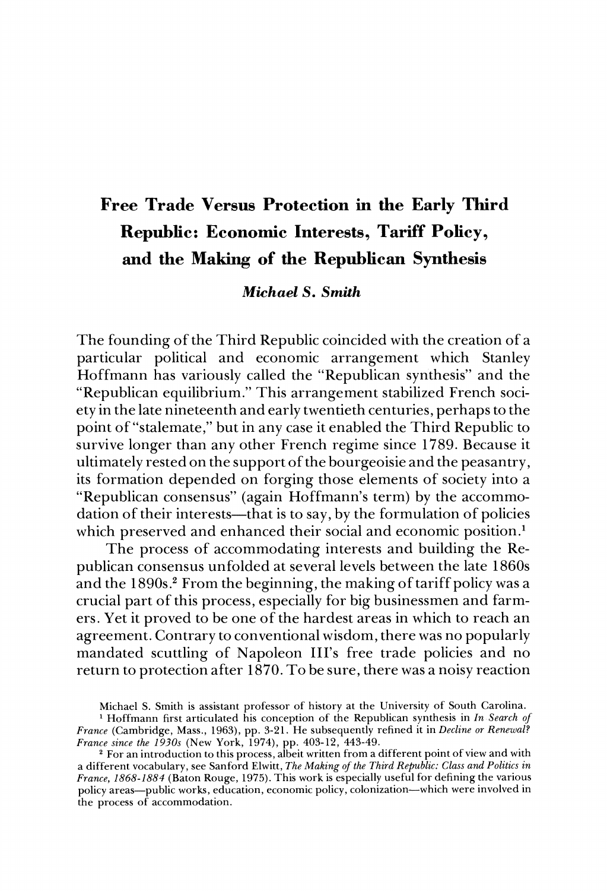# Free Trade Versus Protection in the Early Third Republic: Economic Interests, Tariff Policy, and the Making of the Republican Synthesis

*Michael S. Smith*

The founding of the Third Republic coincided with the creation of a particular political and economic arrangement which Stanley Hoffmann has variously called the "Republican synthesis" and the "Republican equilibrium." This arrangement stabilized French society in the late nineteenth and early twentieth centuries, perhaps to the point of "stalemate," but in any case it enabled the Third Republic to survive longer than any other French regime since 1789. Because it ultimately rested on the support of the bourgeoisie and the peasantry, its formation depended on forging those elements of society into a "Republican consensus" (again Hoffmann's term) by the accommodation of their interests—that is to say, by the formulation of policies which preserved and enhanced their social and economic position.[1]

The process of accommodating interests and building the Republican consensus unfolded at several levels between the late 1860s and the 1890s.[2] From the beginning, the making of tariff policy was a crucial part of this process, especially for big businessmen and farmers. Yet it proved to be one of the hardest areas in which to reach an agreement. Contrary to conventional wisdom, there was no popularly mandated scuttling of Napoleon III's free trade policies and no return to protection after 1870. To be sure, there was a noisy reaction

Michael S. Smith is assistant professor of history at the University of South Carolina.

[1] Hoffmann first articulated his conception of the Republican synthesis in *In Search of France* (Cambridge, Mass., 1963), pp. 3-21. He subsequently refined it in *Decline or Renewal? France since the 1930s* (New York, 1974), pp. 403-12, 443-49.

[2] For an introduction to this process, albeit written from a different point of view and with a different vocabulary, see Sanford Elwitt, *The Making of the Third Republic: Class and Politics in France, 1868-1884* (Baton Rouge, 1975). This work is especially useful for defining the various policy areas—public works, education, economic policy, colonization—which were involved in the process of accommodation.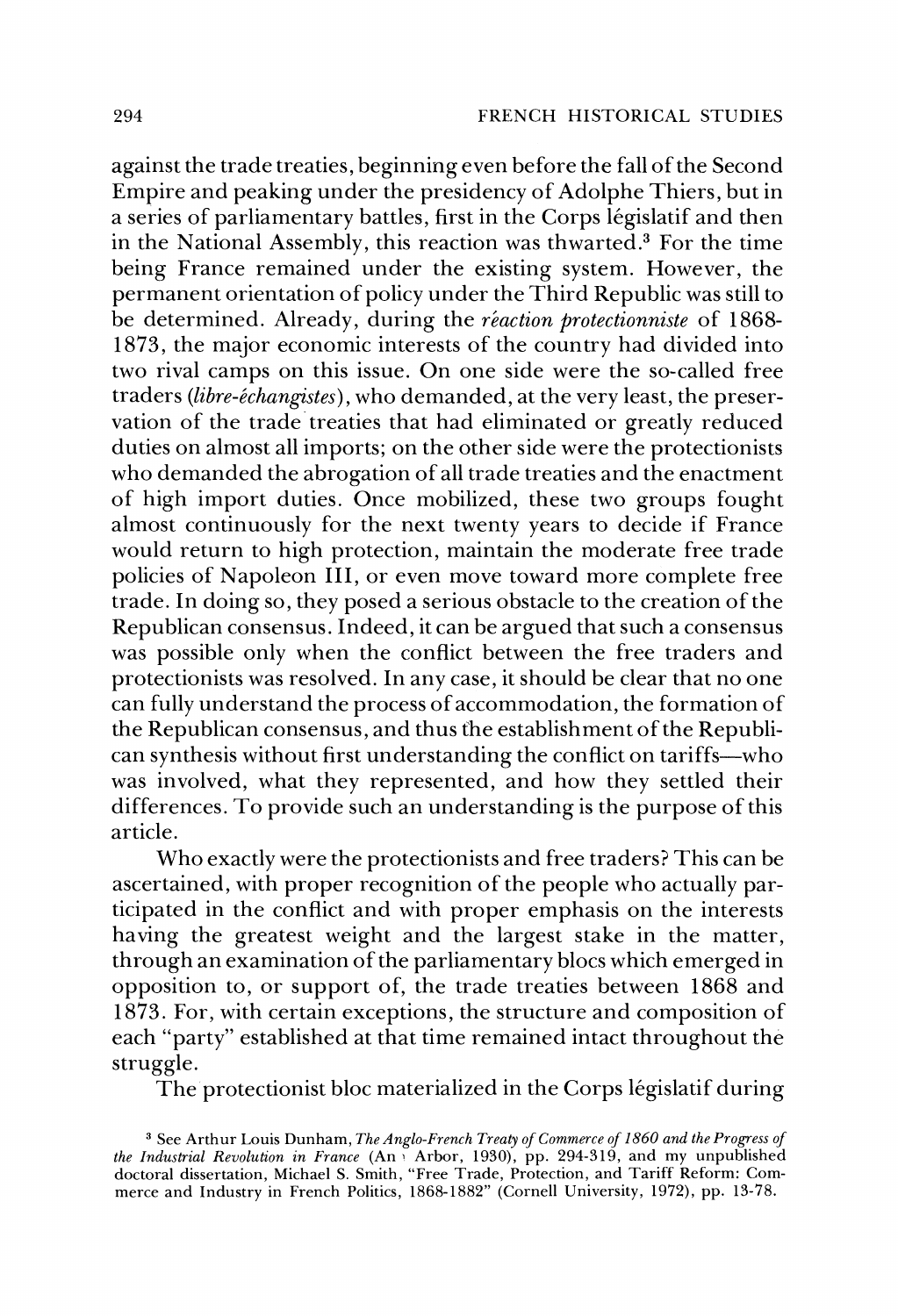against the trade treaties, beginning even before the fall of the Second Empire and peaking under the presidency of Adolphe Thiers, but in a series of parliamentary battles, first in the Corps législatif and then in the National Assembly, this reaction was thwarted.[3] For the time being France remained under the existing system. However, the permanent orientation of policy under the Third Republic was still to be determined. Already, during the *réaction protectionniste* of 1868-1873, the major economic interests of the country had divided into two rival camps on this issue. On one side were the so-called free traders (*libre-échangistes*), who demanded, at the very least, the preservation of the trade treaties that had eliminated or greatly reduced duties on almost all imports; on the other side were the protectionists who demanded the abrogation of all trade treaties and the enactment of high import duties. Once mobilized, these two groups fought almost continuously for the next twenty years to decide if France would return to high protection, maintain the moderate free trade policies of Napoleon III, or even move toward more complete free trade. In doing so, they posed a serious obstacle to the creation of the Republican consensus. Indeed, it can be argued that such a consensus was possible only when the conflict between the free traders and protectionists was resolved. In any case, it should be clear that no one can fully understand the process of accommodation, the formation of the Republican consensus, and thus the establishment of the Republican synthesis without first understanding the conflict on tariffs—who was involved, what they represented, and how they settled their differences. To provide such an understanding is the purpose of this article.

Who exactly were the protectionists and free traders? This can be ascertained, with proper recognition of the people who actually participated in the conflict and with proper emphasis on the interests having the greatest weight and the largest stake in the matter, through an examination of the parliamentary blocs which emerged in opposition to, or support of, the trade treaties between 1868 and 1873. For, with certain exceptions, the structure and composition of each "party" established at that time remained intact throughout the struggle.

The protectionist bloc materialized in the Corps législatif during

[3] See Arthur Louis Dunham, *The Anglo-French Treaty of Commerce of 1860 and the Progress of the Industrial Revolution in France* (Ann Arbor, 1930), pp. 294-319, and my unpublished doctoral dissertation, Michael S. Smith, "Free Trade, Protection, and Tariff Reform: Commerce and Industry in French Politics, 1868-1882" (Cornell University, 1972), pp. 13-78.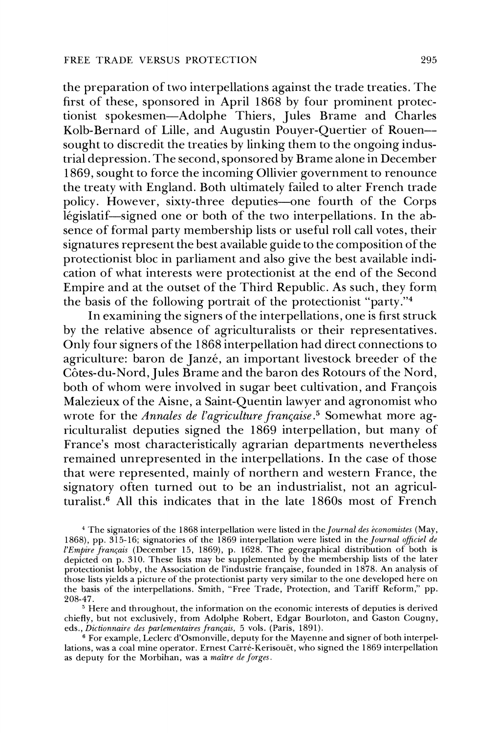the preparation of two interpellations against the trade treaties. The first of these, sponsored in April 1868 by four prominent protectionist spokesmen—Adolphe Thiers, Jules Brame and Charles Kolb-Bernard of Lille, and Augustin Pouyer-Quertier of Rouen—sought to discredit the treaties by linking them to the ongoing industrial depression. The second, sponsored by Brame alone in December 1869, sought to force the incoming Ollivier government to renounce the treaty with England. Both ultimately failed to alter French trade policy. However, sixty-three deputies—one fourth of the Corps législatif—signed one or both of the two interpellations. In the absence of formal party membership lists or useful roll call votes, their signatures represent the best available guide to the composition of the protectionist bloc in parliament and also give the best available indication of what interests were protectionist at the end of the Second Empire and at the outset of the Third Republic. As such, they form the basis of the following portrait of the protectionist "party."[4]

In examining the signers of the interpellations, one is first struck by the relative absence of agriculturalists or their representatives. Only four signers of the 1868 interpellation had direct connections to agriculture: baron de Janzé, an important livestock breeder of the Côtes-du-Nord, Jules Brame and the baron des Rotours of the Nord, both of whom were involved in sugar beet cultivation, and François Malezieux of the Aisne, a Saint-Quentin lawyer and agronomist who wrote for the *Annales de l'agriculture française*.[5] Somewhat more agriculturalist deputies signed the 1869 interpellation, but many of France's most characteristically agrarian departments nevertheless remained unrepresented in the interpellations. In the case of those that were represented, mainly of northern and western France, the signatory often turned out to be an industrialist, not an agriculturalist.[6] All this indicates that in the late 1860s most of French

---

[4] The signatories of the 1868 interpellation were listed in the *Journal des économistes* (May, 1868), pp. 315-16; signatories of the 1869 interpellation were listed in the *Journal officiel de l'Empire français* (December 15, 1869), p. 1628. The geographical distribution of both is depicted on p. 310. These lists may be supplemented by the membership lists of the later protectionist lobby, the Association de l'industrie française, founded in 1878. An analysis of those lists yields a picture of the protectionist party very similar to the one developed here on the basis of the interpellations. Smith, "Free Trade, Protection, and Tariff Reform," pp. 208-47.

[5] Here and throughout, the information on the economic interests of deputies is derived chiefly, but not exclusively, from Adolphe Robert, Edgar Bourloton, and Gaston Cougny, eds., *Dictionnaire des parlementaires français*, 5 vols. (Paris, 1891).

[6] For example, Leclerc d'Osmonville, deputy for the Mayenne and signer of both interpellations, was a coal mine operator. Ernest Carré-Kerisouët, who signed the 1869 interpellation as deputy for the Morbihan, was a *maître de forges*.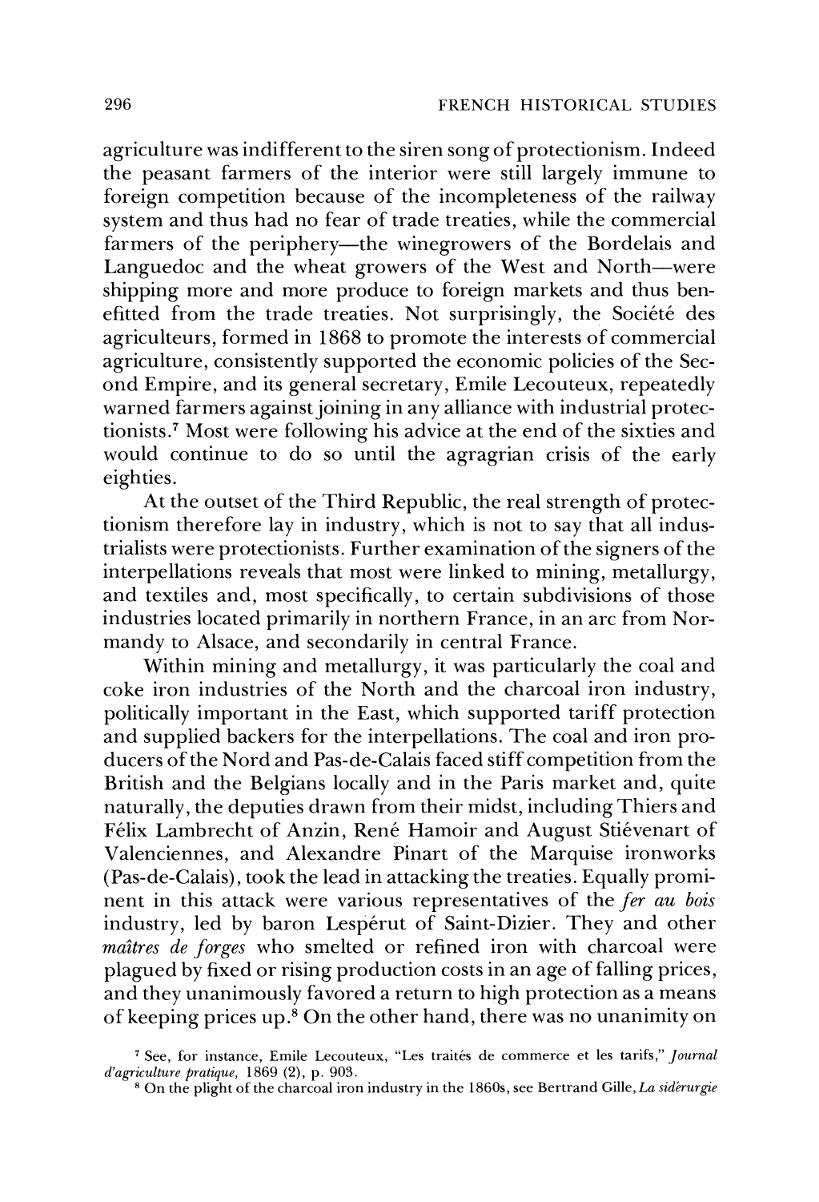agriculture was indifferent to the siren song of protectionism. Indeed the peasant farmers of the interior were still largely immune to foreign competition because of the incompleteness of the railway system and thus had no fear of trade treaties, while the commercial farmers of the periphery—the winegrowers of the Bordelais and Languedoc and the wheat growers of the West and North—were shipping more and more produce to foreign markets and thus benefitted from the trade treaties. Not surprisingly, the Société des agriculteurs, formed in 1868 to promote the interests of commercial agriculture, consistently supported the economic policies of the Second Empire, and its general secretary, Emile Lecouteux, repeatedly warned farmers against joining in any alliance with industrial protectionists.[7] Most were following his advice at the end of the sixties and would continue to do so until the agragrian crisis of the early eighties.

At the outset of the Third Republic, the real strength of protectionism therefore lay in industry, which is not to say that all industrialists were protectionists. Further examination of the signers of the interpellations reveals that most were linked to mining, metallurgy, and textiles and, most specifically, to certain subdivisions of those industries located primarily in northern France, in an arc from Normandy to Alsace, and secondarily in central France.

Within mining and metallurgy, it was particularly the coal and coke iron industries of the North and the charcoal iron industry, politically important in the East, which supported tariff protection and supplied backers for the interpellations. The coal and iron producers of the Nord and Pas-de-Calais faced stiff competition from the British and the Belgians locally and in the Paris market and, quite naturally, the deputies drawn from their midst, including Thiers and Félix Lambrecht of Anzin, René Hamoir and August Stiévenart of Valenciennes, and Alexandre Pinart of the Marquise ironworks (Pas-de-Calais), took the lead in attacking the treaties. Equally prominent in this attack were various representatives of the *fer au bois* industry, led by baron Lespérut of Saint-Dizier. They and other *maîtres de forges* who smelted or refined iron with charcoal were plagued by fixed or rising production costs in an age of falling prices, and they unanimously favored a return to high protection as a means of keeping prices up.[8] On the other hand, there was no unanimity on

[7] See, for instance, Emile Lecouteux, "Les traités de commerce et les tarifs," *Journal d'agriculture pratique*, 1869 (2), p. 903.

[8] On the plight of the charcoal iron industry in the 1860s, see Bertrand Gille, *La sidérurgie*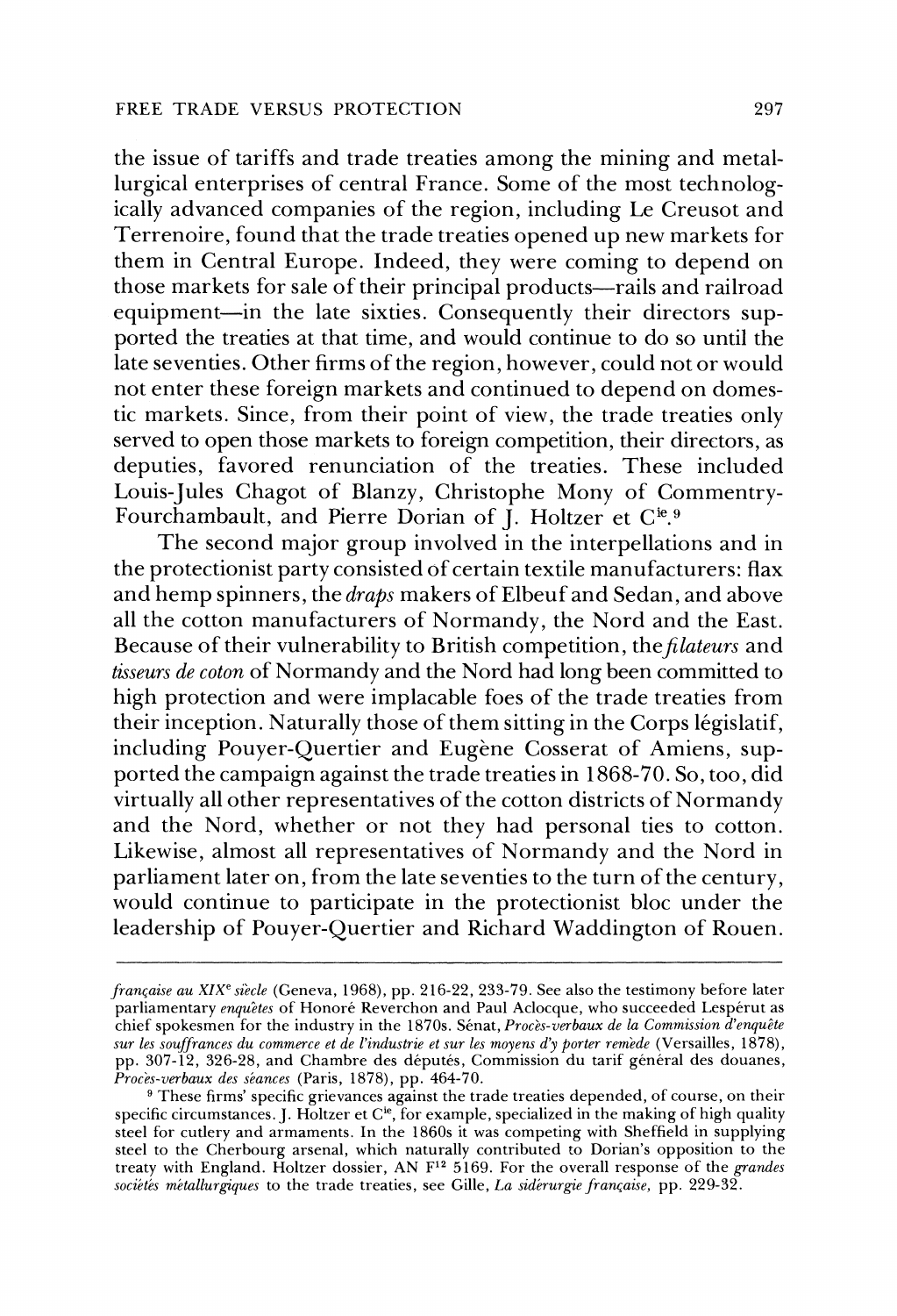the issue of tariffs and trade treaties among the mining and metallurgical enterprises of central France. Some of the most technologically advanced companies of the region, including Le Creusot and Terrenoire, found that the trade treaties opened up new markets for them in Central Europe. Indeed, they were coming to depend on those markets for sale of their principal products—rails and railroad equipment—in the late sixties. Consequently their directors supported the treaties at that time, and would continue to do so until the late seventies. Other firms of the region, however, could not or would not enter these foreign markets and continued to depend on domestic markets. Since, from their point of view, the trade treaties only served to open those markets to foreign competition, their directors, as deputies, favored renunciation of the treaties. These included Louis-Jules Chagot of Blanzy, Christophe Mony of Commentry-Fourchambault, and Pierre Dorian of J. Holtzer et C^ie^.[9]

The second major group involved in the interpellations and in the protectionist party consisted of certain textile manufacturers: flax and hemp spinners, the *draps* makers of Elbeuf and Sedan, and above all the cotton manufacturers of Normandy, the Nord and the East. Because of their vulnerability to British competition, the *filateurs* and *tisseurs de coton* of Normandy and the Nord had long been committed to high protection and were implacable foes of the trade treaties from their inception. Naturally those of them sitting in the Corps législatif, including Pouyer-Quertier and Eugène Cosserat of Amiens, supported the campaign against the trade treaties in 1868-70. So, too, did virtually all other representatives of the cotton districts of Normandy and the Nord, whether or not they had personal ties to cotton. Likewise, almost all representatives of Normandy and the Nord in parliament later on, from the late seventies to the turn of the century, would continue to participate in the protectionist bloc under the leadership of Pouyer-Quertier and Richard Waddington of Rouen.

---

*française au XIX^e^ siècle* (Geneva, 1968), pp. 216-22, 233-79. See also the testimony before later parliamentary *enquêtes* of Honoré Reverchon and Paul Aclocque, who succeeded Lespérut as chief spokesmen for the industry in the 1870s. Sénat, *Procès-verbaux de la Commission d'enquête sur les souffrances du commerce et de l'industrie et sur les moyens d'y porter remède* (Versailles, 1878), pp. 307-12, 326-28, and Chambre des députés, Commission du tarif général des douanes, *Procès-verbaux des séances* (Paris, 1878), pp. 464-70.

[9] These firms' specific grievances against the trade treaties depended, of course, on their specific circumstances. J. Holtzer et C^ie^, for example, specialized in the making of high quality steel for cutlery and armaments. In the 1860s it was competing with Sheffield in supplying steel to the Cherbourg arsenal, which naturally contributed to Dorian's opposition to the treaty with England. Holtzer dossier, AN F^12^ 5169. For the overall response of the *grandes sociétés métallurgiques* to the trade treaties, see Gille, *La sidérurgie française*, pp. 229-32.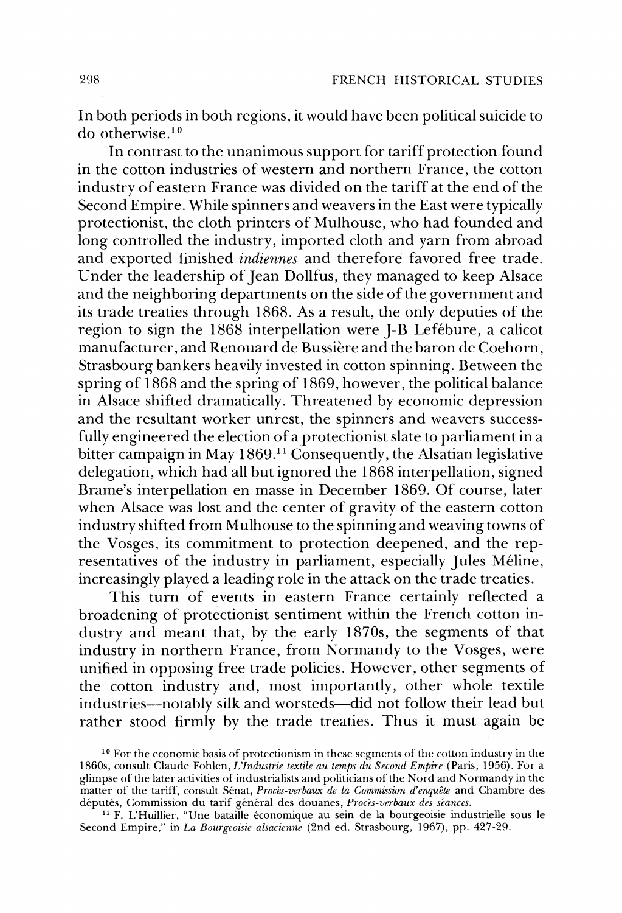In both periods in both regions, it would have been political suicide to do otherwise.[10]

In contrast to the unanimous support for tariff protection found in the cotton industries of western and northern France, the cotton industry of eastern France was divided on the tariff at the end of the Second Empire. While spinners and weavers in the East were typically protectionist, the cloth printers of Mulhouse, who had founded and long controlled the industry, imported cloth and yarn from abroad and exported finished *indiennes* and therefore favored free trade. Under the leadership of Jean Dollfus, they managed to keep Alsace and the neighboring departments on the side of the government and its trade treaties through 1868. As a result, the only deputies of the region to sign the 1868 interpellation were J-B Lefébure, a calicot manufacturer, and Renouard de Bussière and the baron de Coehorn, Strasbourg bankers heavily invested in cotton spinning. Between the spring of 1868 and the spring of 1869, however, the political balance in Alsace shifted dramatically. Threatened by economic depression and the resultant worker unrest, the spinners and weavers successfully engineered the election of a protectionist slate to parliament in a bitter campaign in May 1869.[11] Consequently, the Alsatian legislative delegation, which had all but ignored the 1868 interpellation, signed Brame's interpellation en masse in December 1869. Of course, later when Alsace was lost and the center of gravity of the eastern cotton industry shifted from Mulhouse to the spinning and weaving towns of the Vosges, its commitment to protection deepened, and the representatives of the industry in parliament, especially Jules Méline, increasingly played a leading role in the attack on the trade treaties.

This turn of events in eastern France certainly reflected a broadening of protectionist sentiment within the French cotton industry and meant that, by the early 1870s, the segments of that industry in northern France, from Normandy to the Vosges, were unified in opposing free trade policies. However, other segments of the cotton industry and, most importantly, other whole textile industries—notably silk and worsteds—did not follow their lead but rather stood firmly by the trade treaties. Thus it must again be

[10] For the economic basis of protectionism in these segments of the cotton industry in the 1860s, consult Claude Fohlen, *L'Industrie textile au temps du Second Empire* (Paris, 1956). For a glimpse of the later activities of industrialists and politicians of the Nord and Normandy in the matter of the tariff, consult Sénat, *Procès-verbaux de la Commission d'enquête* and Chambre des députés, Commission du tarif général des douanes, *Procès-verbaux des séances*.

[11] F. L'Huillier, "Une bataille économique au sein de la bourgeoisie industrielle sous le Second Empire," in *La Bourgeoisie alsacienne* (2nd ed. Strasbourg, 1967), pp. 427-29.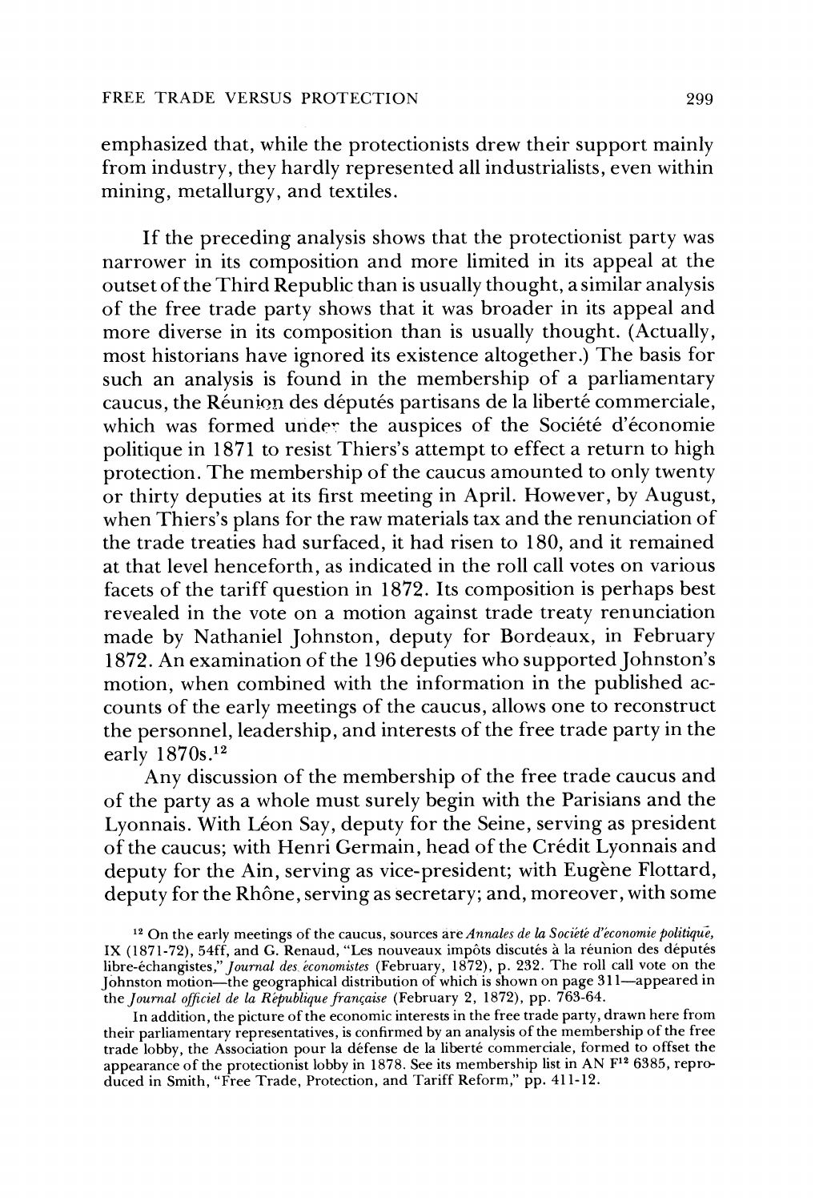emphasized that, while the protectionists drew their support mainly from industry, they hardly represented all industrialists, even within mining, metallurgy, and textiles.

If the preceding analysis shows that the protectionist party was narrower in its composition and more limited in its appeal at the outset of the Third Republic than is usually thought, a similar analysis of the free trade party shows that it was broader in its appeal and more diverse in its composition than is usually thought. (Actually, most historians have ignored its existence altogether.) The basis for such an analysis is found in the membership of a parliamentary caucus, the Réunion des députés partisans de la liberté commerciale, which was formed under the auspices of the Société d'économie politique in 1871 to resist Thiers's attempt to effect a return to high protection. The membership of the caucus amounted to only twenty or thirty deputies at its first meeting in April. However, by August, when Thiers's plans for the raw materials tax and the renunciation of the trade treaties had surfaced, it had risen to 180, and it remained at that level henceforth, as indicated in the roll call votes on various facets of the tariff question in 1872. Its composition is perhaps best revealed in the vote on a motion against trade treaty renunciation made by Nathaniel Johnston, deputy for Bordeaux, in February 1872. An examination of the 196 deputies who supported Johnston's motion, when combined with the information in the published accounts of the early meetings of the caucus, allows one to reconstruct the personnel, leadership, and interests of the free trade party in the early 1870s.[12]

Any discussion of the membership of the free trade caucus and of the party as a whole must surely begin with the Parisians and the Lyonnais. With Léon Say, deputy for the Seine, serving as president of the caucus; with Henri Germain, head of the Crédit Lyonnais and deputy for the Ain, serving as vice-president; with Eugène Flottard, deputy for the Rhône, serving as secretary; and, moreover, with some

[12] On the early meetings of the caucus, sources are *Annales de la Société d'économie politique*, IX (1871-72), 54ff, and G. Renaud, "Les nouveaux impôts discutés à la réunion des députés libre-échangistes," *Journal des économistes* (February, 1872), p. 232. The roll call vote on the Johnston motion—the geographical distribution of which is shown on page 311—appeared in the *Journal officiel de la République française* (February 2, 1872), pp. 763-64.

In addition, the picture of the economic interests in the free trade party, drawn here from their parliamentary representatives, is confirmed by an analysis of the membership of the free trade lobby, the Association pour la défense de la liberté commerciale, formed to offset the appearance of the protectionist lobby in 1878. See its membership list in AN F[12] 6385, reproduced in Smith, "Free Trade, Protection, and Tariff Reform," pp. 411-12.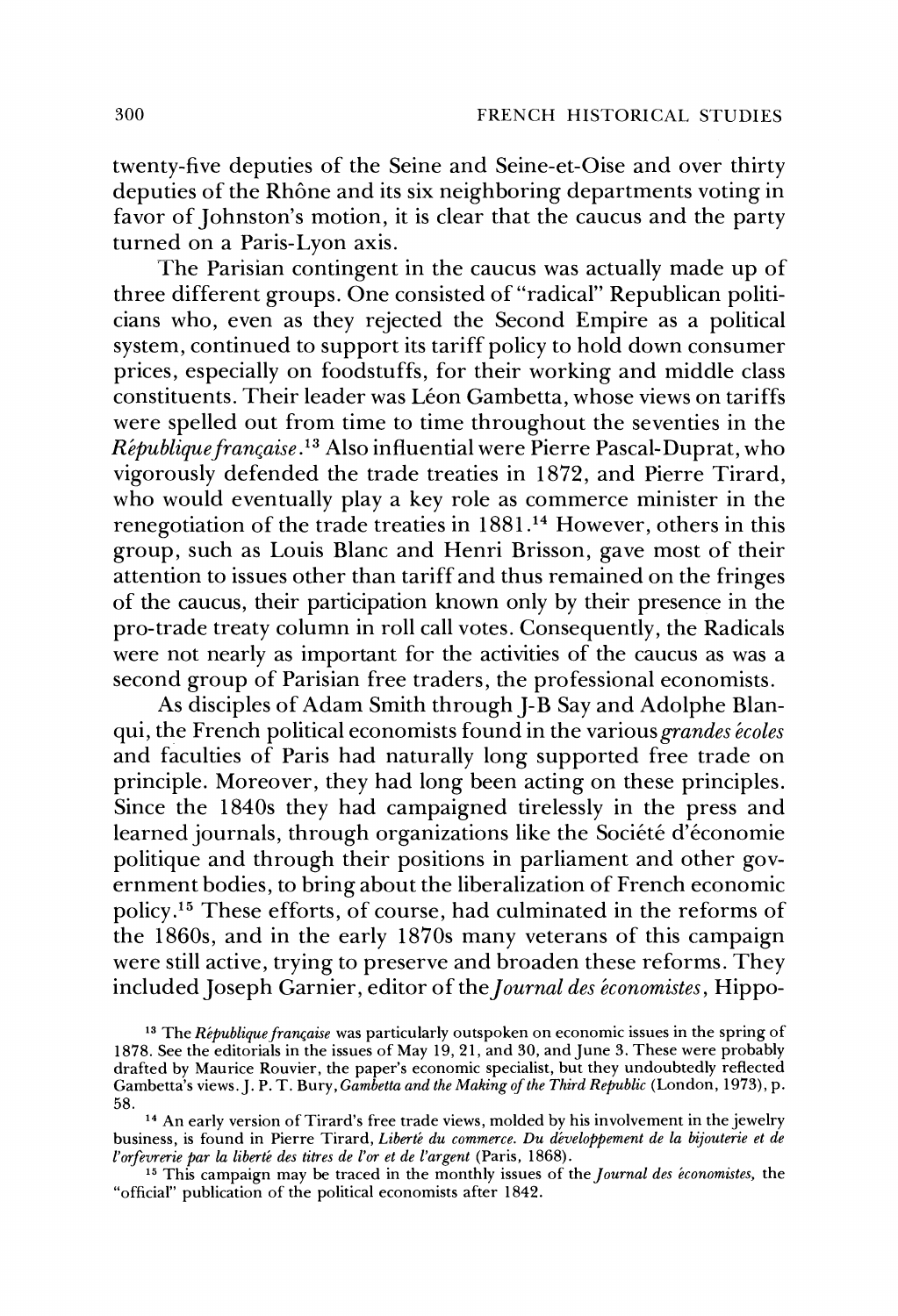twenty-five deputies of the Seine and Seine-et-Oise and over thirty deputies of the Rhône and its six neighboring departments voting in favor of Johnston's motion, it is clear that the caucus and the party turned on a Paris-Lyon axis.

The Parisian contingent in the caucus was actually made up of three different groups. One consisted of "radical" Republican politicians who, even as they rejected the Second Empire as a political system, continued to support its tariff policy to hold down consumer prices, especially on foodstuffs, for their working and middle class constituents. Their leader was Léon Gambetta, whose views on tariffs were spelled out from time to time throughout the seventies in the *République française*.[13] Also influential were Pierre Pascal-Duprat, who vigorously defended the trade treaties in 1872, and Pierre Tirard, who would eventually play a key role as commerce minister in the renegotiation of the trade treaties in 1881.[14] However, others in this group, such as Louis Blanc and Henri Brisson, gave most of their attention to issues other than tariff and thus remained on the fringes of the caucus, their participation known only by their presence in the pro-trade treaty column in roll call votes. Consequently, the Radicals were not nearly as important for the activities of the caucus as was a second group of Parisian free traders, the professional economists.

As disciples of Adam Smith through J-B Say and Adolphe Blanqui, the French political economists found in the various *grandes écoles* and faculties of Paris had naturally long supported free trade on principle. Moreover, they had long been acting on these principles. Since the 1840s they had campaigned tirelessly in the press and learned journals, through organizations like the Société d'économie politique and through their positions in parliament and other government bodies, to bring about the liberalization of French economic policy.[15] These efforts, of course, had culminated in the reforms of the 1860s, and in the early 1870s many veterans of this campaign were still active, trying to preserve and broaden these reforms. They included Joseph Garnier, editor of the *Journal des économistes*, Hippo-

[13] The *République française* was particularly outspoken on economic issues in the spring of 1878. See the editorials in the issues of May 19, 21, and 30, and June 3. These were probably drafted by Maurice Rouvier, the paper's economic specialist, but they undoubtedly reflected Gambetta's views. J. P. T. Bury, *Gambetta and the Making of the Third Republic* (London, 1973), p. 58.

[14] An early version of Tirard's free trade views, molded by his involvement in the jewelry business, is found in Pierre Tirard, *Liberté du commerce. Du développement de la bijouterie et de l'orfevrerie par la liberté des titres de l'or et de l'argent* (Paris, 1868).

[15] This campaign may be traced in the monthly issues of the *Journal des économistes*, the "official" publication of the political economists after 1842.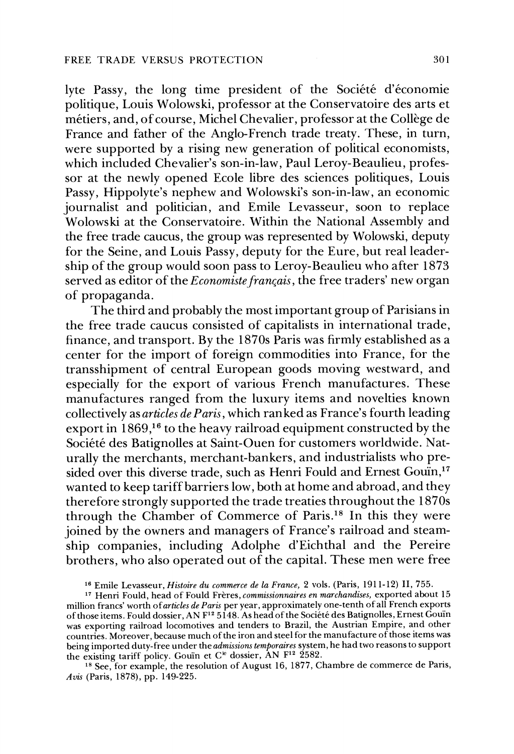lyte Passy, the long time president of the Société d'économie politique, Louis Wolowski, professor at the Conservatoire des arts et métiers, and, of course, Michel Chevalier, professor at the Collège de France and father of the Anglo-French trade treaty. These, in turn, were supported by a rising new generation of political economists, which included Chevalier's son-in-law, Paul Leroy-Beaulieu, professor at the newly opened Ecole libre des sciences politiques, Louis Passy, Hippolyte's nephew and Wolowski's son-in-law, an economic journalist and politician, and Emile Levasseur, soon to replace Wolowski at the Conservatoire. Within the National Assembly and the free trade caucus, the group was represented by Wolowski, deputy for the Seine, and Louis Passy, deputy for the Eure, but real leadership of the group would soon pass to Leroy-Beaulieu who after 1873 served as editor of the *Economiste français*, the free traders' new organ of propaganda.

The third and probably the most important group of Parisians in the free trade caucus consisted of capitalists in international trade, finance, and transport. By the 1870s Paris was firmly established as a center for the import of foreign commodities into France, for the transshipment of central European goods moving westward, and especially for the export of various French manufactures. These manufactures ranged from the luxury items and novelties known collectively as *articles de Paris*, which ranked as France's fourth leading export in 1869,[16] to the heavy railroad equipment constructed by the Société des Batignolles at Saint-Ouen for customers worldwide. Naturally the merchants, merchant-bankers, and industrialists who presided over this diverse trade, such as Henri Fould and Ernest Gouïn,[17] wanted to keep tariff barriers low, both at home and abroad, and they therefore strongly supported the trade treaties throughout the 1870s through the Chamber of Commerce of Paris.[18] In this they were joined by the owners and managers of France's railroad and steamship companies, including Adolphe d'Eichthal and the Pereire brothers, who also operated out of the capital. These men were free

[16] Emile Levasseur, *Histoire du commerce de la France*, 2 vols. (Paris, 1911-12) II, 755.

[17] Henri Fould, head of Fould Frères, *commissionnaires en marchandises*, exported about 15 million francs' worth of *articles de Paris* per year, approximately one-tenth of all French exports of those items. Fould dossier, AN F[12] 5148. As head of the Société des Batignolles, Ernest Gouïn was exporting railroad locomotives and tenders to Brazil, the Austrian Empire, and other countries. Moreover, because much of the iron and steel for the manufacture of those items was being imported duty-free under the *admissions temporaires* system, he had two reasons to support the existing tariff policy. Gouïn et C[ie] dossier, AN F[12] 2582.

[18] See, for example, the resolution of August 16, 1877, Chambre de commerce de Paris, *Avis* (Paris, 1878), pp. 149-225.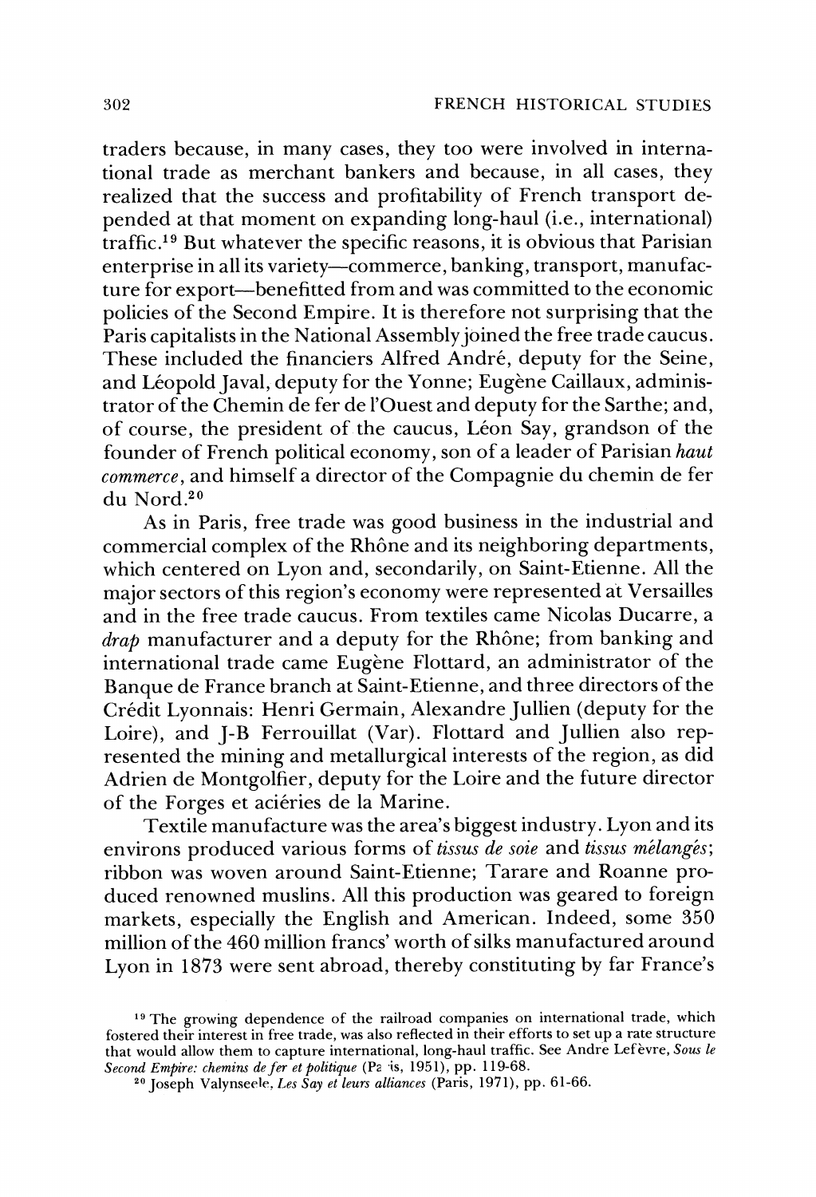traders because, in many cases, they too were involved in international trade as merchant bankers and because, in all cases, they realized that the success and profitability of French transport depended at that moment on expanding long-haul (i.e., international) traffic.[19] But whatever the specific reasons, it is obvious that Parisian enterprise in all its variety—commerce, banking, transport, manufacture for export—benefitted from and was committed to the economic policies of the Second Empire. It is therefore not surprising that the Paris capitalists in the National Assembly joined the free trade caucus. These included the financiers Alfred André, deputy for the Seine, and Léopold Javal, deputy for the Yonne; Eugène Caillaux, administrator of the Chemin de fer de l'Ouest and deputy for the Sarthe; and, of course, the president of the caucus, Léon Say, grandson of the founder of French political economy, son of a leader of Parisian *haut commerce*, and himself a director of the Compagnie du chemin de fer du Nord.[20]

As in Paris, free trade was good business in the industrial and commercial complex of the Rhône and its neighboring departments, which centered on Lyon and, secondarily, on Saint-Etienne. All the major sectors of this region's economy were represented at Versailles and in the free trade caucus. From textiles came Nicolas Ducarre, a *drap* manufacturer and a deputy for the Rhône; from banking and international trade came Eugène Flottard, an administrator of the Banque de France branch at Saint-Etienne, and three directors of the Crédit Lyonnais: Henri Germain, Alexandre Jullien (deputy for the Loire), and J-B Ferrouillat (Var). Flottard and Jullien also represented the mining and metallurgical interests of the region, as did Adrien de Montgolfier, deputy for the Loire and the future director of the Forges et aciéries de la Marine.

Textile manufacture was the area's biggest industry. Lyon and its environs produced various forms of *tissus de soie* and *tissus mélangés*; ribbon was woven around Saint-Etienne; Tarare and Roanne produced renowned muslins. All this production was geared to foreign markets, especially the English and American. Indeed, some 350 million of the 460 million francs' worth of silks manufactured around Lyon in 1873 were sent abroad, thereby constituting by far France's

[19] The growing dependence of the railroad companies on international trade, which fostered their interest in free trade, was also reflected in their efforts to set up a rate structure that would allow them to capture international, long-haul traffic. See Andre Lefèvre, *Sous le Second Empire: chemins de fer et politique* (Paris, 1951), pp. 119-68.

[20] Joseph Valynseele, *Les Say et leurs alliances* (Paris, 1971), pp. 61-66.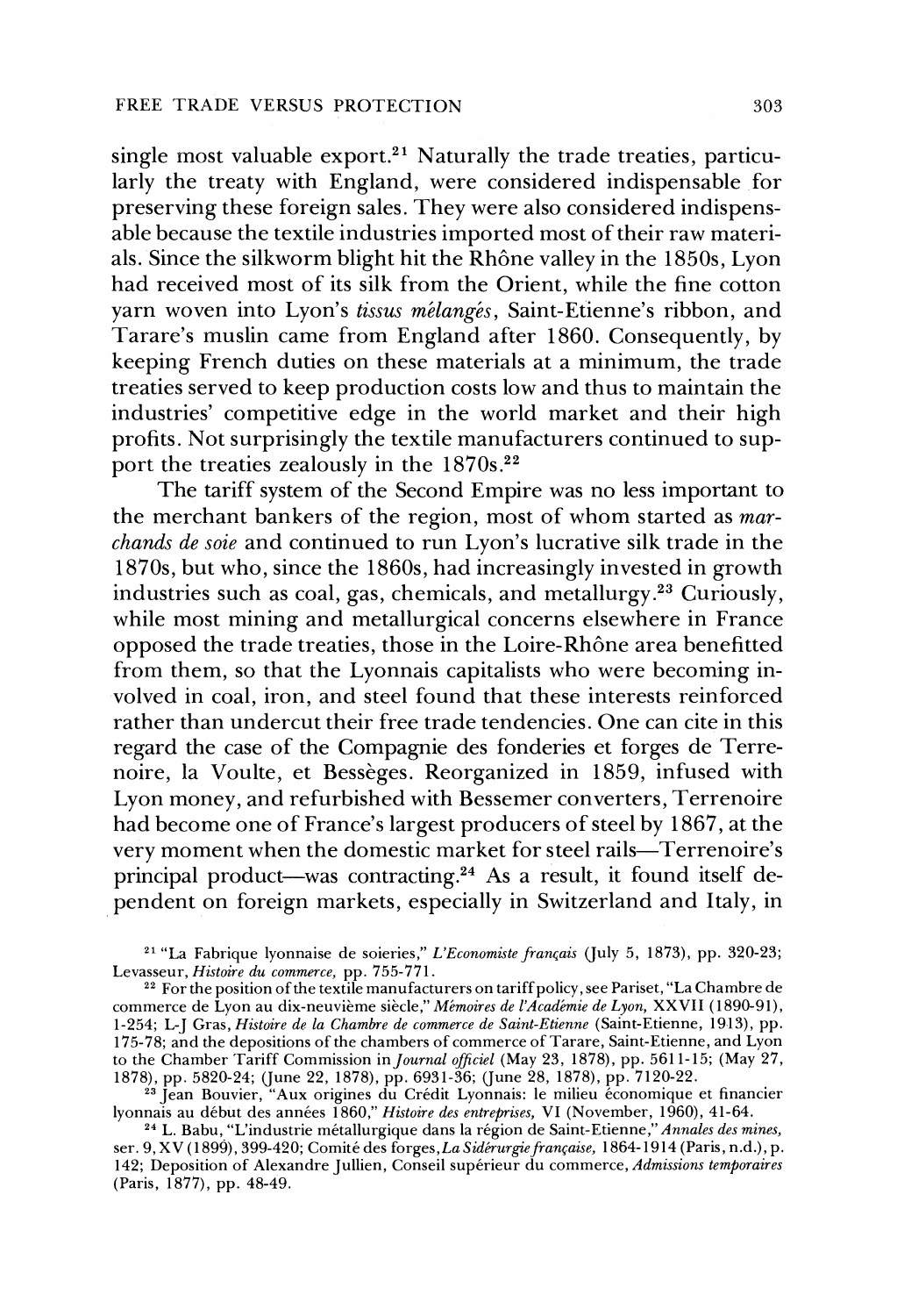single most valuable export.[21] Naturally the trade treaties, particularly the treaty with England, were considered indispensable for preserving these foreign sales. They were also considered indispensable because the textile industries imported most of their raw materials. Since the silkworm blight hit the Rhône valley in the 1850s, Lyon had received most of its silk from the Orient, while the fine cotton yarn woven into Lyon's *tissus mélangés*, Saint-Etienne's ribbon, and Tarare's muslin came from England after 1860. Consequently, by keeping French duties on these materials at a minimum, the trade treaties served to keep production costs low and thus to maintain the industries' competitive edge in the world market and their high profits. Not surprisingly the textile manufacturers continued to support the treaties zealously in the 1870s.[22]

The tariff system of the Second Empire was no less important to the merchant bankers of the region, most of whom started as *marchands de soie* and continued to run Lyon's lucrative silk trade in the 1870s, but who, since the 1860s, had increasingly invested in growth industries such as coal, gas, chemicals, and metallurgy.[23] Curiously, while most mining and metallurgical concerns elsewhere in France opposed the trade treaties, those in the Loire-Rhône area benefitted from them, so that the Lyonnais capitalists who were becoming involved in coal, iron, and steel found that these interests reinforced rather than undercut their free trade tendencies. One can cite in this regard the case of the Compagnie des fonderies et forges de Terrenoire, la Voulte, et Bessèges. Reorganized in 1859, infused with Lyon money, and refurbished with Bessemer converters, Terrenoire had become one of France's largest producers of steel by 1867, at the very moment when the domestic market for steel rails—Terrenoire's principal product—was contracting.[24] As a result, it found itself dependent on foreign markets, especially in Switzerland and Italy, in

[21] "La Fabrique lyonnaise de soieries," *L'Economiste français* (July 5, 1873), pp. 320-23; Levasseur, *Histoire du commerce*, pp. 755-771.

[22] For the position of the textile manufacturers on tariff policy, see Pariset, "La Chambre de commerce de Lyon au dix-neuvième siècle," *Mémoires de l'Académie de Lyon*, XXVII (1890-91), 1-254; L-J Gras, *Histoire de la Chambre de commerce de Saint-Etienne* (Saint-Etienne, 1913), pp. 175-78; and the depositions of the chambers of commerce of Tarare, Saint-Etienne, and Lyon to the Chamber Tariff Commission in *Journal officiel* (May 23, 1878), pp. 5611-15; (May 27, 1878), pp. 5820-24; (June 22, 1878), pp. 6931-36; (June 28, 1878), pp. 7120-22.

[23] Jean Bouvier, "Aux origines du Crédit Lyonnais: le milieu économique et financier lyonnais au début des années 1860," *Histoire des entreprises*, VI (November, 1960), 41-64.

[24] L. Babu, "L'industrie métallurgique dans la région de Saint-Etienne," *Annales des mines*, ser. 9, XV (1899), 399-420; Comité des forges, *La Sidérurgie française*, 1864-1914 (Paris, n.d.), p. 142; Deposition of Alexandre Jullien, Conseil supérieur du commerce, *Admissions temporaires* (Paris, 1877), pp. 48-49.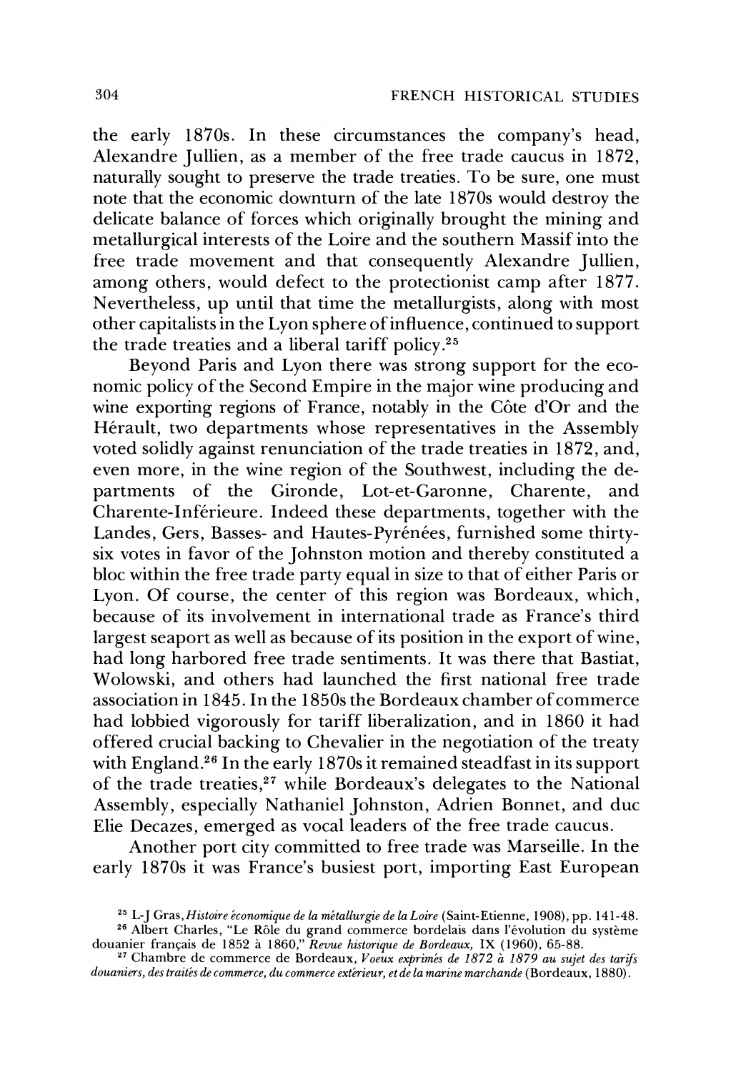the early 1870s. In these circumstances the company's head, Alexandre Jullien, as a member of the free trade caucus in 1872, naturally sought to preserve the trade treaties. To be sure, one must note that the economic downturn of the late 1870s would destroy the delicate balance of forces which originally brought the mining and metallurgical interests of the Loire and the southern Massif into the free trade movement and that consequently Alexandre Jullien, among others, would defect to the protectionist camp after 1877. Nevertheless, up until that time the metallurgists, along with most other capitalists in the Lyon sphere of influence, continued to support the trade treaties and a liberal tariff policy.[25]

Beyond Paris and Lyon there was strong support for the economic policy of the Second Empire in the major wine producing and wine exporting regions of France, notably in the Côte d'Or and the Hérault, two departments whose representatives in the Assembly voted solidly against renunciation of the trade treaties in 1872, and, even more, in the wine region of the Southwest, including the departments of the Gironde, Lot-et-Garonne, Charente, and Charente-Inférieure. Indeed these departments, together with the Landes, Gers, Basses- and Hautes-Pyrénées, furnished some thirty-six votes in favor of the Johnston motion and thereby constituted a bloc within the free trade party equal in size to that of either Paris or Lyon. Of course, the center of this region was Bordeaux, which, because of its involvement in international trade as France's third largest seaport as well as because of its position in the export of wine, had long harbored free trade sentiments. It was there that Bastiat, Wolowski, and others had launched the first national free trade association in 1845. In the 1850s the Bordeaux chamber of commerce had lobbied vigorously for tariff liberalization, and in 1860 it had offered crucial backing to Chevalier in the negotiation of the treaty with England.[26] In the early 1870s it remained steadfast in its support of the trade treaties,[27] while Bordeaux's delegates to the National Assembly, especially Nathaniel Johnston, Adrien Bonnet, and duc Elie Decazes, emerged as vocal leaders of the free trade caucus.

Another port city committed to free trade was Marseille. In the early 1870s it was France's busiest port, importing East European

[25] L-J Gras, *Histoire économique de la métallurgie de la Loire* (Saint-Etienne, 1908), pp. 141-48.

[26] Albert Charles, "Le Rôle du grand commerce bordelais dans l'évolution du système douanier français de 1852 à 1860," *Revue historique de Bordeaux*, IX (1960), 65-88.

[27] Chambre de commerce de Bordeaux, *Voeux exprimés de 1872 à 1879 au sujet des tarifs douaniers, des traités de commerce, du commerce extérieur, et de la marine marchande* (Bordeaux, 1880).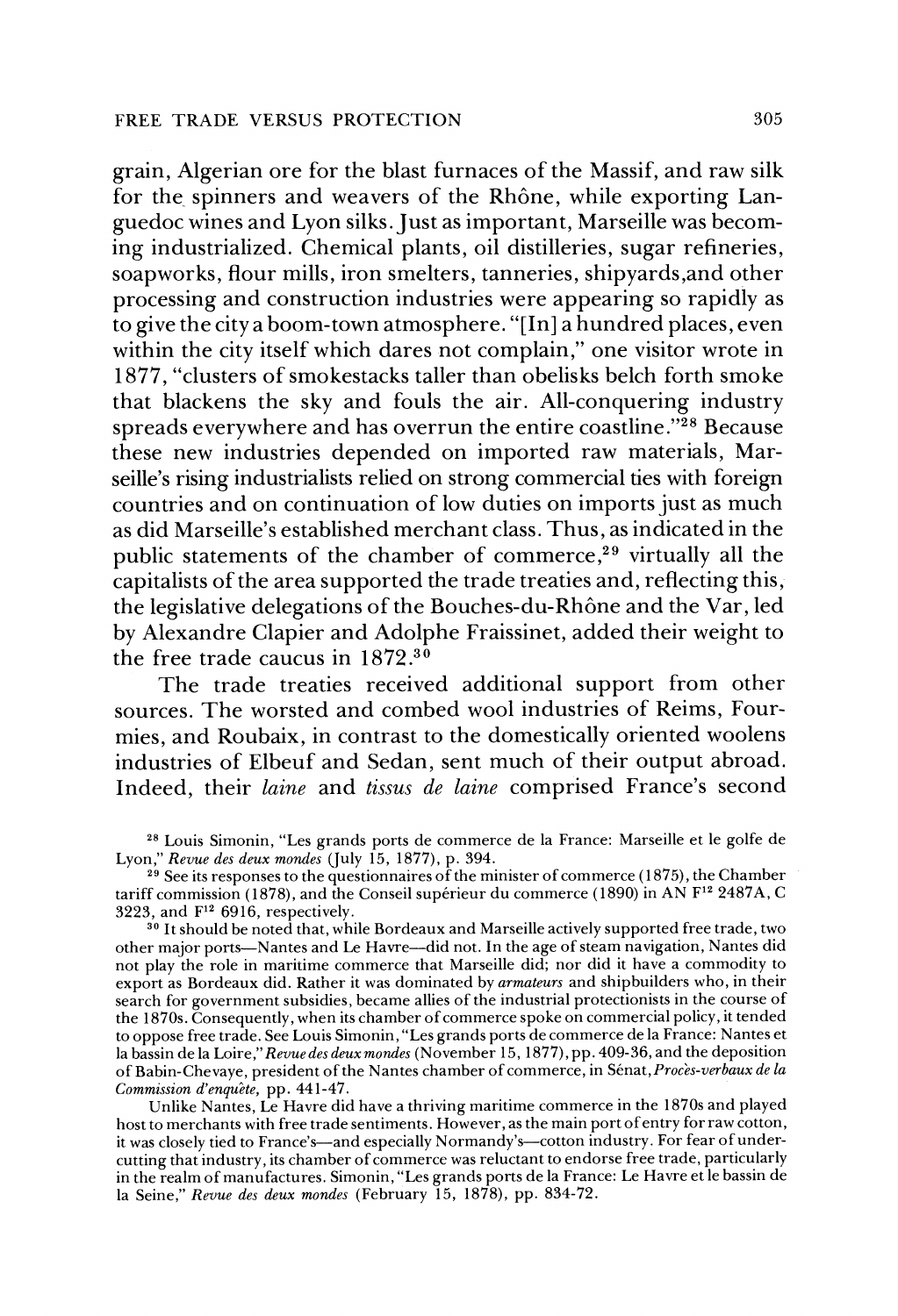grain, Algerian ore for the blast furnaces of the Massif, and raw silk for the spinners and weavers of the Rhône, while exporting Languedoc wines and Lyon silks. Just as important, Marseille was becoming industrialized. Chemical plants, oil distilleries, sugar refineries, soapworks, flour mills, iron smelters, tanneries, shipyards,and other processing and construction industries were appearing so rapidly as to give the city a boom-town atmosphere. "[In] a hundred places, even within the city itself which dares not complain," one visitor wrote in 1877, "clusters of smokestacks taller than obelisks belch forth smoke that blackens the sky and fouls the air. All-conquering industry spreads everywhere and has overrun the entire coastline."[28] Because these new industries depended on imported raw materials, Marseille's rising industrialists relied on strong commercial ties with foreign countries and on continuation of low duties on imports just as much as did Marseille's established merchant class. Thus, as indicated in the public statements of the chamber of commerce,[29] virtually all the capitalists of the area supported the trade treaties and, reflecting this, the legislative delegations of the Bouches-du-Rhône and the Var, led by Alexandre Clapier and Adolphe Fraissinet, added their weight to the free trade caucus in 1872.[30]

The trade treaties received additional support from other sources. The worsted and combed wool industries of Reims, Fourmies, and Roubaix, in contrast to the domestically oriented woolens industries of Elbeuf and Sedan, sent much of their output abroad. Indeed, their *laine* and *tissus de laine* comprised France's second

[28] Louis Simonin, "Les grands ports de commerce de la France: Marseille et le golfe de Lyon," *Revue des deux mondes* (July 15, 1877), p. 394.

[29] See its responses to the questionnaires of the minister of commerce (1875), the Chamber tariff commission (1878), and the Conseil supérieur du commerce (1890) in AN F[12] 2487A, C 3223, and F[12] 6916, respectively.

[30] It should be noted that, while Bordeaux and Marseille actively supported free trade, two other major ports—Nantes and Le Havre—did not. In the age of steam navigation, Nantes did not play the role in maritime commerce that Marseille did; nor did it have a commodity to export as Bordeaux did. Rather it was dominated by *armateurs* and shipbuilders who, in their search for government subsidies, became allies of the industrial protectionists in the course of the 1870s. Consequently, when its chamber of commerce spoke on commercial policy, it tended to oppose free trade. See Louis Simonin, "Les grands ports de commerce de la France: Nantes et la bassin de la Loire," *Revue des deux mondes* (November 15, 1877), pp. 409-36, and the deposition of Babin-Chevaye, president of the Nantes chamber of commerce, in Sénat, *Procès-verbaux de la Commission d'enquête*, pp. 441-47.

Unlike Nantes, Le Havre did have a thriving maritime commerce in the 1870s and played host to merchants with free trade sentiments. However, as the main port of entry for raw cotton, it was closely tied to France's—and especially Normandy's—cotton industry. For fear of undercutting that industry, its chamber of commerce was reluctant to endorse free trade, particularly in the realm of manufactures. Simonin, "Les grands ports de la France: Le Havre et le bassin de la Seine," *Revue des deux mondes* (February 15, 1878), pp. 834-72.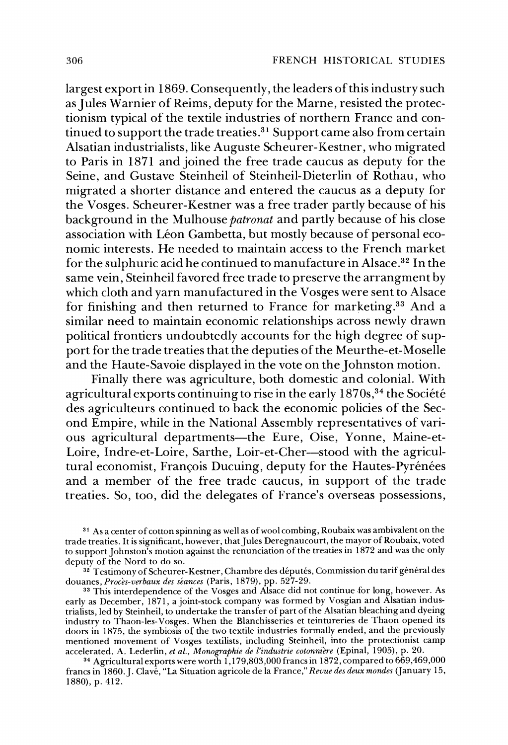largest export in 1869. Consequently, the leaders of this industry such as Jules Warnier of Reims, deputy for the Marne, resisted the protectionism typical of the textile industries of northern France and continued to support the trade treaties.[31] Support came also from certain Alsatian industrialists, like Auguste Scheurer-Kestner, who migrated to Paris in 1871 and joined the free trade caucus as deputy for the Seine, and Gustave Steinheil of Steinheil-Dieterlin of Rothau, who migrated a shorter distance and entered the caucus as a deputy for the Vosges. Scheurer-Kestner was a free trader partly because of his background in the Mulhouse *patronat* and partly because of his close association with Léon Gambetta, but mostly because of personal economic interests. He needed to maintain access to the French market for the sulphuric acid he continued to manufacture in Alsace.[32] In the same vein, Steinheil favored free trade to preserve the arrangment by which cloth and yarn manufactured in the Vosges were sent to Alsace for finishing and then returned to France for marketing.[33] And a similar need to maintain economic relationships across newly drawn political frontiers undoubtedly accounts for the high degree of support for the trade treaties that the deputies of the Meurthe-et-Moselle and the Haute-Savoie displayed in the vote on the Johnston motion.

Finally there was agriculture, both domestic and colonial. With agricultural exports continuing to rise in the early 1870s,[34] the Société des agriculteurs continued to back the economic policies of the Second Empire, while in the National Assembly representatives of various agricultural departments—the Eure, Oise, Yonne, Maine-et-Loire, Indre-et-Loire, Sarthe, Loir-et-Cher—stood with the agricultural economist, François Ducuing, deputy for the Hautes-Pyrénées and a member of the free trade caucus, in support of the trade treaties. So, too, did the delegates of France's overseas possessions,

[31] As a center of cotton spinning as well as of wool combing, Roubaix was ambivalent on the trade treaties. It is significant, however, that Jules Deregnaucourt, the mayor of Roubaix, voted to support Johnston's motion against the renunciation of the treaties in 1872 and was the only deputy of the Nord to do so.

[32] Testimony of Scheurer-Kestner, Chambre des députés, Commission du tarif général des douanes, *Procès-verbaux des séances* (Paris, 1879), pp. 527-29.

[33] This interdependence of the Vosges and Alsace did not continue for long, however. As early as December, 1871, a joint-stock company was formed by Vosgian and Alsatian industrialists, led by Steinheil, to undertake the transfer of part of the Alsatian bleaching and dyeing industry to Thaon-les-Vosges. When the Blanchisseries et teintureries de Thaon opened its doors in 1875, the symbiosis of the two textile industries formally ended, and the previously mentioned movement of Vosges textilists, including Steinheil, into the protectionist camp accelerated. A. Lederlin, *et al.*, *Monographie de l'industrie cotonnière* (Epinal, 1905), p. 20.

[34] Agricultural exports were worth 1,179,803,000 francs in 1872, compared to 669,469,000 francs in 1860. J. Clavé, "La Situation agricole de la France," *Revue des deux mondes* (January 15, 1880), p. 412.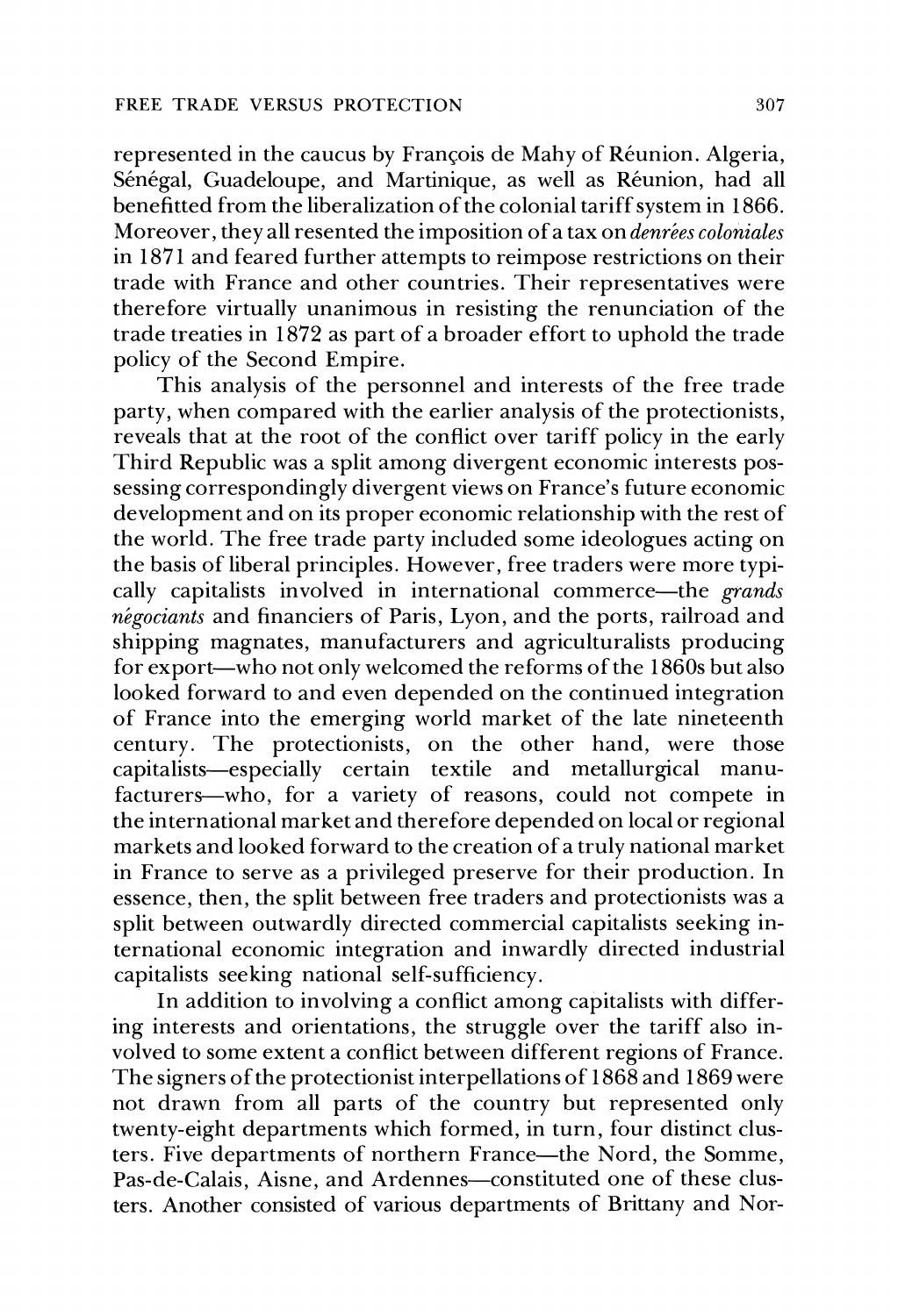represented in the caucus by François de Mahy of Réunion. Algeria, Sénégal, Guadeloupe, and Martinique, as well as Réunion, had all benefitted from the liberalization of the colonial tariff system in 1866. Moreover, they all resented the imposition of a tax on *denrées coloniales* in 1871 and feared further attempts to reimpose restrictions on their trade with France and other countries. Their representatives were therefore virtually unanimous in resisting the renunciation of the trade treaties in 1872 as part of a broader effort to uphold the trade policy of the Second Empire.

This analysis of the personnel and interests of the free trade party, when compared with the earlier analysis of the protectionists, reveals that at the root of the conflict over tariff policy in the early Third Republic was a split among divergent economic interests possessing correspondingly divergent views on France's future economic development and on its proper economic relationship with the rest of the world. The free trade party included some ideologues acting on the basis of liberal principles. However, free traders were more typically capitalists involved in international commerce—the *grands négociants* and financiers of Paris, Lyon, and the ports, railroad and shipping magnates, manufacturers and agriculturalists producing for export—who not only welcomed the reforms of the 1860s but also looked forward to and even depended on the continued integration of France into the emerging world market of the late nineteenth century. The protectionists, on the other hand, were those capitalists—especially certain textile and metallurgical manufacturers—who, for a variety of reasons, could not compete in the international market and therefore depended on local or regional markets and looked forward to the creation of a truly national market in France to serve as a privileged preserve for their production. In essence, then, the split between free traders and protectionists was a split between outwardly directed commercial capitalists seeking international economic integration and inwardly directed industrial capitalists seeking national self-sufficiency.

In addition to involving a conflict among capitalists with differing interests and orientations, the struggle over the tariff also involved to some extent a conflict between different regions of France. The signers of the protectionist interpellations of 1868 and 1869 were not drawn from all parts of the country but represented only twenty-eight departments which formed, in turn, four distinct clusters. Five departments of northern France—the Nord, the Somme, Pas-de-Calais, Aisne, and Ardennes—constituted one of these clusters. Another consisted of various departments of Brittany and Nor-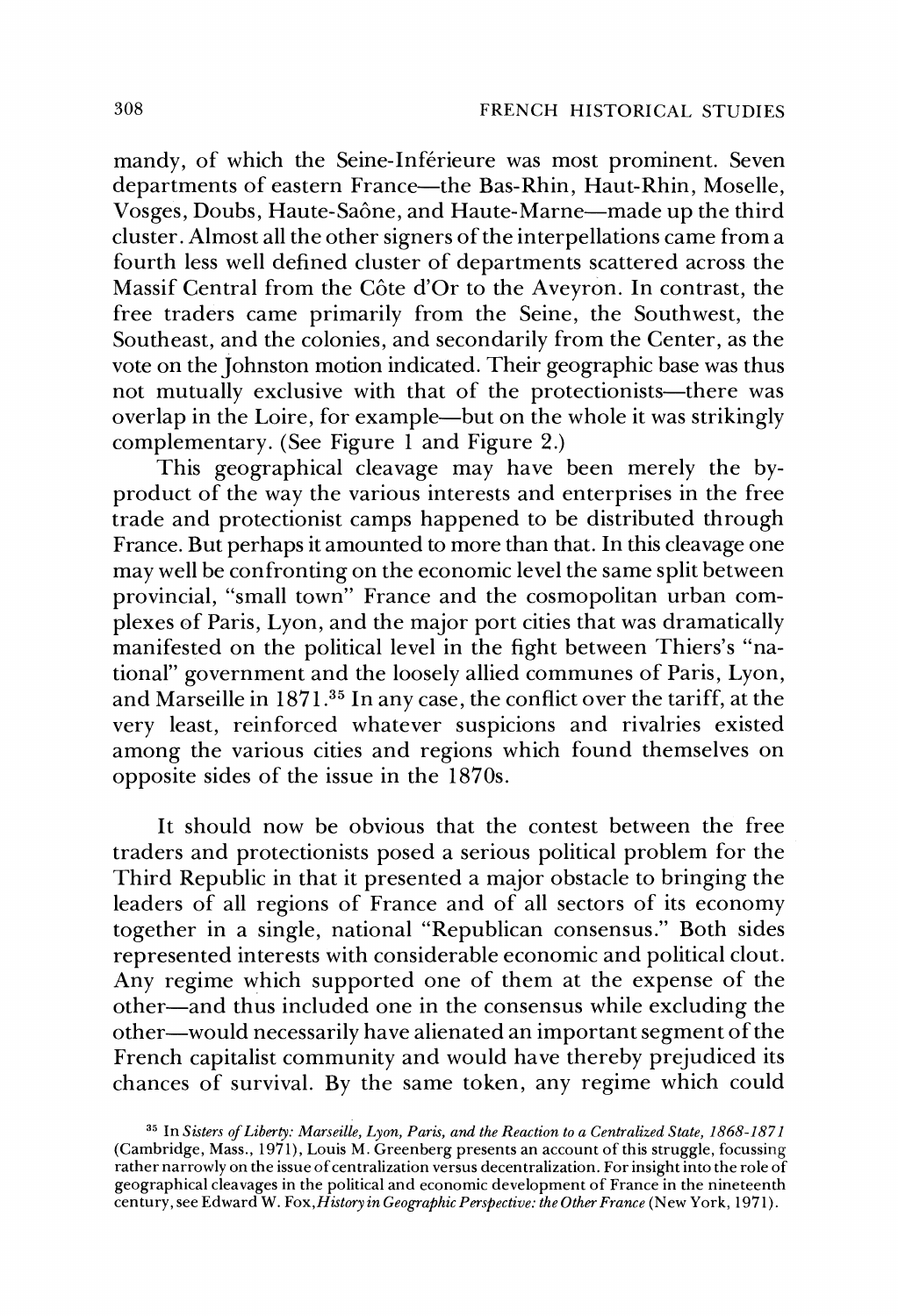mandy, of which the Seine-Inférieure was most prominent. Seven departments of eastern France—the Bas-Rhin, Haut-Rhin, Moselle, Vosges, Doubs, Haute-Saône, and Haute-Marne—made up the third cluster. Almost all the other signers of the interpellations came from a fourth less well defined cluster of departments scattered across the Massif Central from the Côte d'Or to the Aveyron. In contrast, the free traders came primarily from the Seine, the Southwest, the Southeast, and the colonies, and secondarily from the Center, as the vote on the Johnston motion indicated. Their geographic base was thus not mutually exclusive with that of the protectionists—there was overlap in the Loire, for example—but on the whole it was strikingly complementary. (See Figure 1 and Figure 2.)

This geographical cleavage may have been merely the by-product of the way the various interests and enterprises in the free trade and protectionist camps happened to be distributed through France. But perhaps it amounted to more than that. In this cleavage one may well be confronting on the economic level the same split between provincial, "small town" France and the cosmopolitan urban complexes of Paris, Lyon, and the major port cities that was dramatically manifested on the political level in the fight between Thiers's "national" government and the loosely allied communes of Paris, Lyon, and Marseille in 1871.[35] In any case, the conflict over the tariff, at the very least, reinforced whatever suspicions and rivalries existed among the various cities and regions which found themselves on opposite sides of the issue in the 1870s.

It should now be obvious that the contest between the free traders and protectionists posed a serious political problem for the Third Republic in that it presented a major obstacle to bringing the leaders of all regions of France and of all sectors of its economy together in a single, national "Republican consensus." Both sides represented interests with considerable economic and political clout. Any regime which supported one of them at the expense of the other—and thus included one in the consensus while excluding the other—would necessarily have alienated an important segment of the French capitalist community and would have thereby prejudiced its chances of survival. By the same token, any regime which could

[35] In *Sisters of Liberty: Marseille, Lyon, Paris, and the Reaction to a Centralized State, 1868-1871* (Cambridge, Mass., 1971), Louis M. Greenberg presents an account of this struggle, focussing rather narrowly on the issue of centralization versus decentralization. For insight into the role of geographical cleavages in the political and economic development of France in the nineteenth century, see Edward W. Fox, *History in Geographic Perspective: the Other France* (New York, 1971).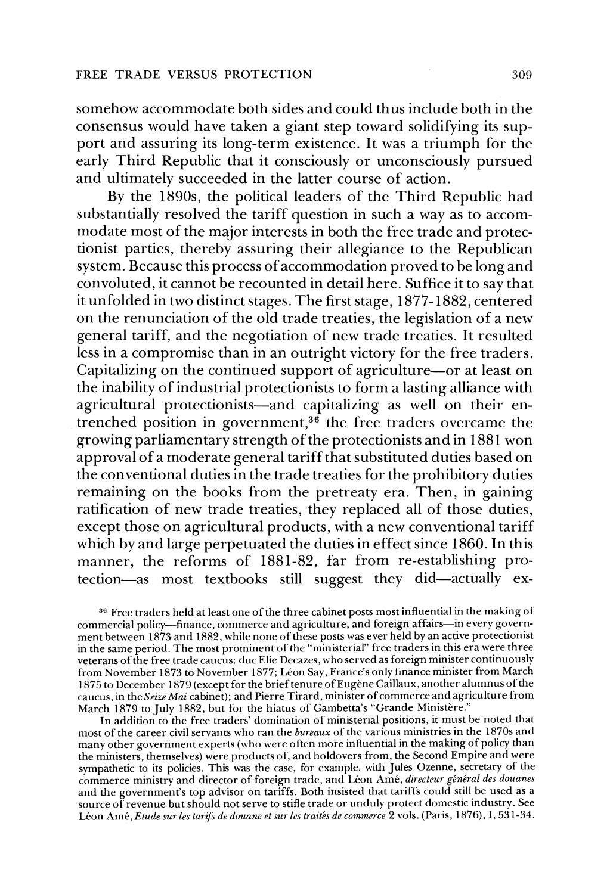somehow accommodate both sides and could thus include both in the consensus would have taken a giant step toward solidifying its support and assuring its long-term existence. It was a triumph for the early Third Republic that it consciously or unconsciously pursued and ultimately succeeded in the latter course of action.

By the 1890s, the political leaders of the Third Republic had substantially resolved the tariff question in such a way as to accommodate most of the major interests in both the free trade and protectionist parties, thereby assuring their allegiance to the Republican system. Because this process of accommodation proved to be long and convoluted, it cannot be recounted in detail here. Suffice it to say that it unfolded in two distinct stages. The first stage, 1877-1882, centered on the renunciation of the old trade treaties, the legislation of a new general tariff, and the negotiation of new trade treaties. It resulted less in a compromise than in an outright victory for the free traders. Capitalizing on the continued support of agriculture—or at least on the inability of industrial protectionists to form a lasting alliance with agricultural protectionists—and capitalizing as well on their entrenched position in government,[36] the free traders overcame the growing parliamentary strength of the protectionists and in 1881 won approval of a moderate general tariff that substituted duties based on the conventional duties in the trade treaties for the prohibitory duties remaining on the books from the pretreaty era. Then, in gaining ratification of new trade treaties, they replaced all of those duties, except those on agricultural products, with a new conventional tariff which by and large perpetuated the duties in effect since 1860. In this manner, the reforms of 1881-82, far from re-establishing protection—as most textbooks still suggest they did—actually ex-

[36] Free traders held at least one of the three cabinet posts most influential in the making of commercial policy—finance, commerce and agriculture, and foreign affairs—in every government between 1873 and 1882, while none of these posts was ever held by an active protectionist in the same period. The most prominent of the "ministerial" free traders in this era were three veterans of the free trade caucus: duc Elie Decazes, who served as foreign minister continuously from November 1873 to November 1877; Léon Say, France's only finance minister from March 1875 to December 1879 (except for the brief tenure of Eugène Caillaux, another alumnus of the caucus, in the *Seize Mai* cabinet); and Pierre Tirard, minister of commerce and agriculture from March 1879 to July 1882, but for the hiatus of Gambetta's "Grande Ministère."

In addition to the free traders' domination of ministerial positions, it must be noted that most of the career civil servants who ran the *bureaux* of the various ministries in the 1870s and many other government experts (who were often more influential in the making of policy than the ministers, themselves) were products of, and holdovers from, the Second Empire and were sympathetic to its policies. This was the case, for example, with Jules Ozenne, secretary of the commerce ministry and director of foreign trade, and Léon Amé, *directeur général des douanes* and the government's top advisor on tariffs. Both insisted that tariffs could still be used as a source of revenue but should not serve to stifle trade or unduly protect domestic industry. See Léon Amé, *Etude sur les tarifs de douane et sur les traités de commerce* 2 vols. (Paris, 1876), I, 531-34.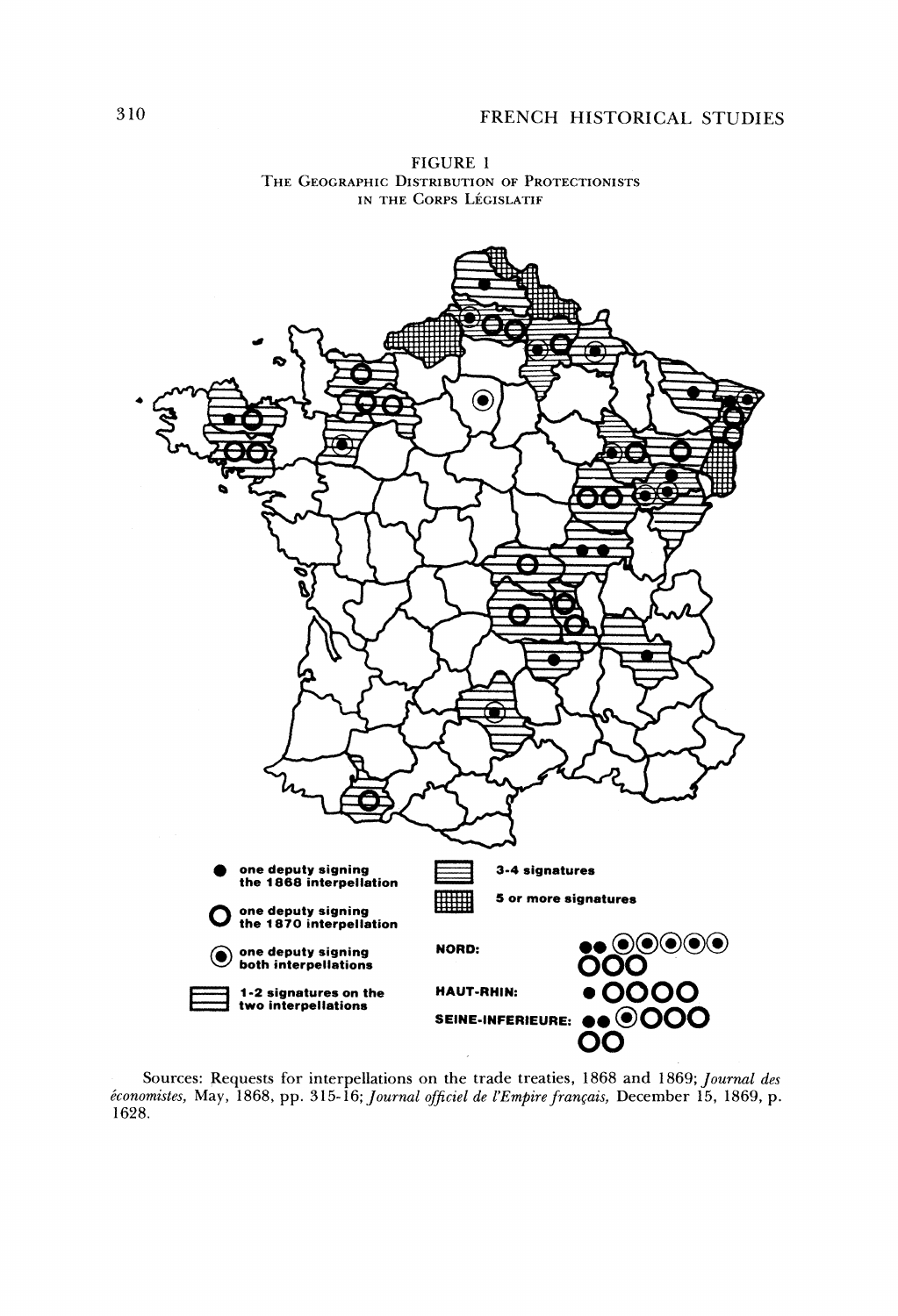FIGURE 1
THE GEOGRAPHIC DISTRIBUTION OF PROTECTIONISTS IN THE CORPS LÉGISLATIF

● one deputy signing the 1868 interpellation

○ one deputy signing the 1870 interpellation

◉ one deputy signing both interpellations

1-2 signatures on the two interpellations

3-4 signatures

5 or more signatures

NORD: ●● ◉◉◉◉◉ ○○○

HAUT-RHIN: ● ○○○○

SEINE-INFERIEURE: ●● ◉ ○○○ ○○

Sources: Requests for interpellations on the trade treaties, 1868 and 1869; *Journal des économistes,* May, 1868, pp. 315-16; *Journal officiel de l'Empire français,* December 15, 1869, p. 1628.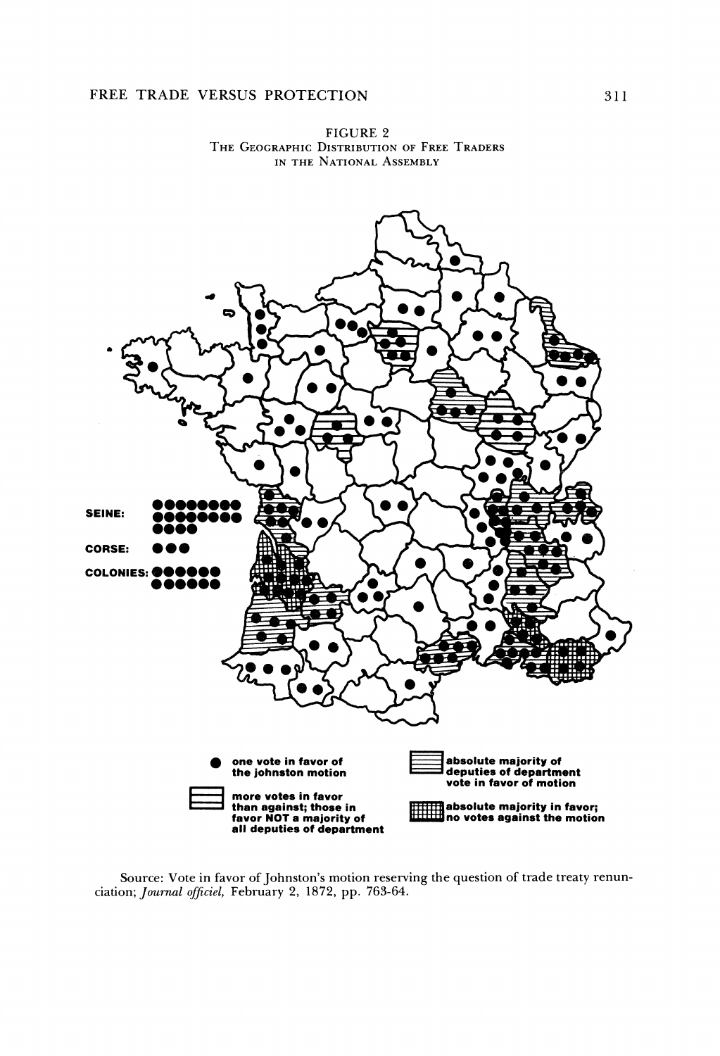FIGURE 2

THE GEOGRAPHIC DISTRIBUTION OF FREE TRADERS IN THE NATIONAL ASSEMBLY

SEINE:

CORSE:

COLONIES:

- one vote in favor of the johnston motion
- more votes in favor than against; those in favor NOT a majority of all deputies of department
- absolute majority of deputies of department vote in favor of motion
- absolute majority in favor; no votes against the motion

Source: Vote in favor of Johnston's motion reserving the question of trade treaty renunciation; *Journal officiel,* February 2, 1872, pp. 763-64.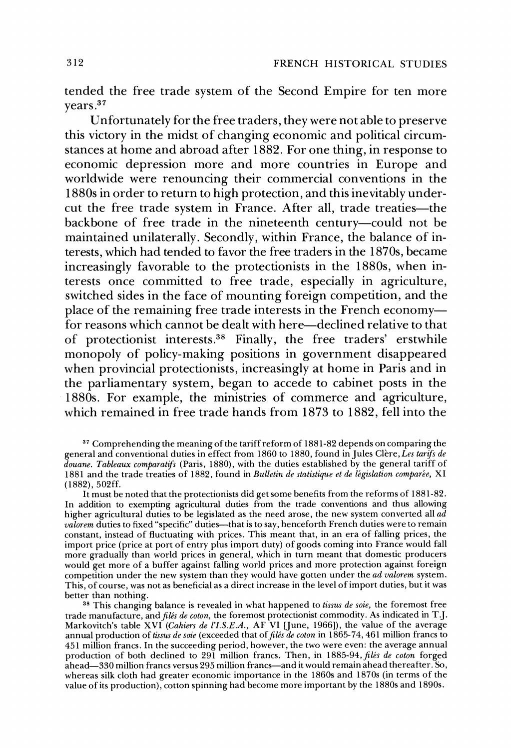tended the free trade system of the Second Empire for ten more years.[37]

Unfortunately for the free traders, they were not able to preserve this victory in the midst of changing economic and political circumstances at home and abroad after 1882. For one thing, in response to economic depression more and more countries in Europe and worldwide were renouncing their commercial conventions in the 1880s in order to return to high protection, and this inevitably undercut the free trade system in France. After all, trade treaties—the backbone of free trade in the nineteenth century—could not be maintained unilaterally. Secondly, within France, the balance of interests, which had tended to favor the free traders in the 1870s, became increasingly favorable to the protectionists in the 1880s, when interests once committed to free trade, especially in agriculture, switched sides in the face of mounting foreign competition, and the place of the remaining free trade interests in the French economy—for reasons which cannot be dealt with here—declined relative to that of protectionist interests.[38] Finally, the free traders' erstwhile monopoly of policy-making positions in government disappeared when provincial protectionists, increasingly at home in Paris and in the parliamentary system, began to accede to cabinet posts in the 1880s. For example, the ministries of commerce and agriculture, which remained in free trade hands from 1873 to 1882, fell into the

---

[37] Comprehending the meaning of the tariff reform of 1881-82 depends on comparing the general and conventional duties in effect from 1860 to 1880, found in Jules Clère, *Les tarifs de douane. Tableaux comparatifs* (Paris, 1880), with the duties established by the general tariff of 1881 and the trade treaties of 1882, found in *Bulletin de statistique et de législation comparée*, XI (1882), 502ff.

It must be noted that the protectionists did get some benefits from the reforms of 1881-82. In addition to exempting agricultural duties from the trade conventions and thus allowing higher agricultural duties to be legislated as the need arose, the new system converted all *ad valorem* duties to fixed "specific" duties—that is to say, henceforth French duties were to remain constant, instead of fluctuating with prices. This meant that, in an era of falling prices, the import price (price at port of entry plus import duty) of goods coming into France would fall more gradually than world prices in general, which in turn meant that domestic producers would get more of a buffer against falling world prices and more protection against foreign competition under the new system than they would have gotten under the *ad valorem* system. This, of course, was not as beneficial as a direct increase in the level of import duties, but it was better than nothing.

[38] This changing balance is revealed in what happened to *tissus de soie*, the foremost free trade manufacture, and *filés de coton*, the foremost protectionist commodity. As indicated in T.J. Markovitch's table XVI (*Cahiers de l'I.S.E.A.*, AF VI [June, 1966]), the value of the average annual production of *tissus de soie* (exceeded that of *filés de coton* in 1865-74, 461 million francs to 451 million francs. In the succeeding period, however, the two were even: the average annual production of both declined to 291 million francs. Then, in 1885-94, *filés de coton* forged ahead—330 million francs versus 295 million francs—and it would remain ahead thereafter. So, whereas silk cloth had greater economic importance in the 1860s and 1870s (in terms of the value of its production), cotton spinning had become more important by the 1880s and 1890s.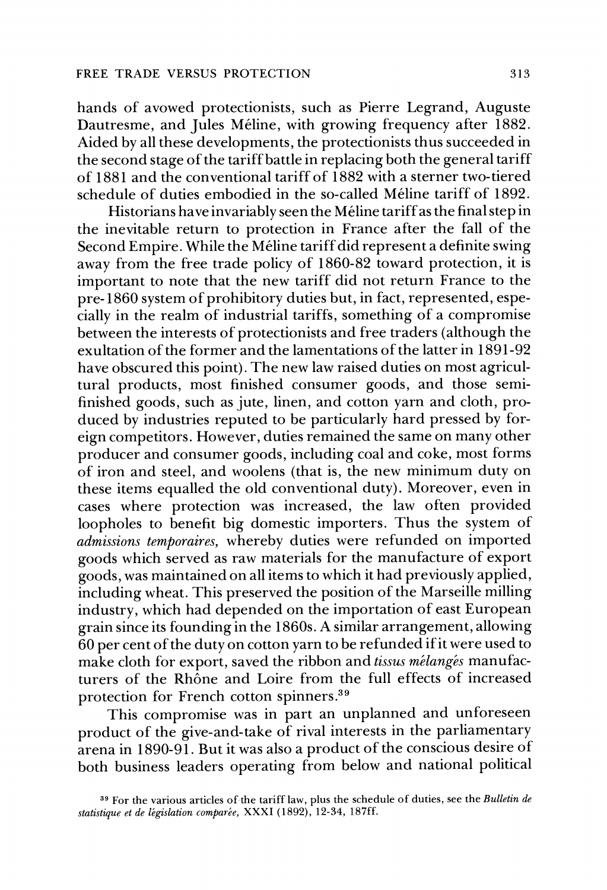hands of avowed protectionists, such as Pierre Legrand, Auguste Dautresme, and Jules Méline, with growing frequency after 1882. Aided by all these developments, the protectionists thus succeeded in the second stage of the tariff battle in replacing both the general tariff of 1881 and the conventional tariff of 1882 with a sterner two-tiered schedule of duties embodied in the so-called Méline tariff of 1892.

Historians have invariably seen the Méline tariff as the final step in the inevitable return to protection in France after the fall of the Second Empire. While the Méline tariff did represent a definite swing away from the free trade policy of 1860-82 toward protection, it is important to note that the new tariff did not return France to the pre-1860 system of prohibitory duties but, in fact, represented, especially in the realm of industrial tariffs, something of a compromise between the interests of protectionists and free traders (although the exultation of the former and the lamentations of the latter in 1891-92 have obscured this point). The new law raised duties on most agricultural products, most finished consumer goods, and those semi-finished goods, such as jute, linen, and cotton yarn and cloth, produced by industries reputed to be particularly hard pressed by foreign competitors. However, duties remained the same on many other producer and consumer goods, including coal and coke, most forms of iron and steel, and woolens (that is, the new minimum duty on these items equalled the old conventional duty). Moreover, even in cases where protection was increased, the law often provided loopholes to benefit big domestic importers. Thus the system of *admissions temporaires,* whereby duties were refunded on imported goods which served as raw materials for the manufacture of export goods, was maintained on all items to which it had previously applied, including wheat. This preserved the position of the Marseille milling industry, which had depended on the importation of east European grain since its founding in the 1860s. A similar arrangement, allowing 60 per cent of the duty on cotton yarn to be refunded if it were used to make cloth for export, saved the ribbon and *tissus mélangés* manufacturers of the Rhône and Loire from the full effects of increased protection for French cotton spinners.[39]

This compromise was in part an unplanned and unforeseen product of the give-and-take of rival interests in the parliamentary arena in 1890-91. But it was also a product of the conscious desire of both business leaders operating from below and national political

[39] For the various articles of the tariff law, plus the schedule of duties, see the *Bulletin de statistique et de législation comparée,* XXXI (1892), 12-34, 187ff.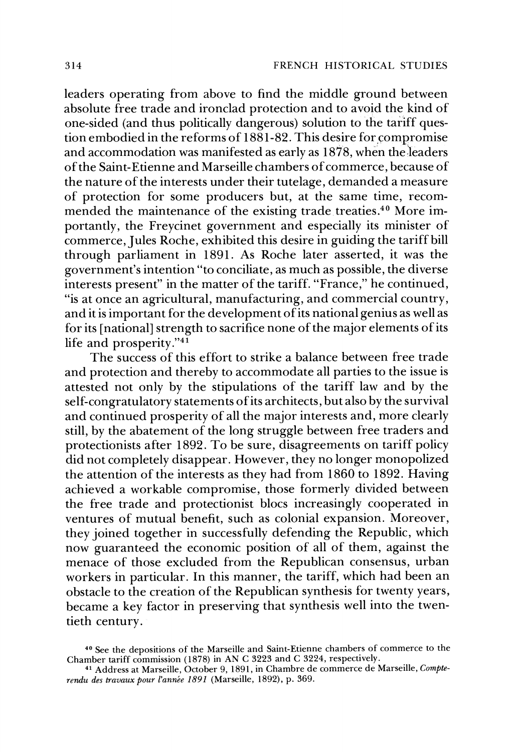leaders operating from above to find the middle ground between absolute free trade and ironclad protection and to avoid the kind of one-sided (and thus politically dangerous) solution to the tariff question embodied in the reforms of 1881-82. This desire for compromise and accommodation was manifested as early as 1878, when the leaders of the Saint-Etienne and Marseille chambers of commerce, because of the nature of the interests under their tutelage, demanded a measure of protection for some producers but, at the same time, recommended the maintenance of the existing trade treaties.[40] More importantly, the Freycinet government and especially its minister of commerce, Jules Roche, exhibited this desire in guiding the tariff bill through parliament in 1891. As Roche later asserted, it was the government's intention "to conciliate, as much as possible, the diverse interests present" in the matter of the tariff. "France," he continued, "is at once an agricultural, manufacturing, and commercial country, and it is important for the development of its national genius as well as for its [national] strength to sacrifice none of the major elements of its life and prosperity."[41]

The success of this effort to strike a balance between free trade and protection and thereby to accommodate all parties to the issue is attested not only by the stipulations of the tariff law and by the self-congratulatory statements of its architects, but also by the survival and continued prosperity of all the major interests and, more clearly still, by the abatement of the long struggle between free traders and protectionists after 1892. To be sure, disagreements on tariff policy did not completely disappear. However, they no longer monopolized the attention of the interests as they had from 1860 to 1892. Having achieved a workable compromise, those formerly divided between the free trade and protectionist blocs increasingly cooperated in ventures of mutual benefit, such as colonial expansion. Moreover, they joined together in successfully defending the Republic, which now guaranteed the economic position of all of them, against the menace of those excluded from the Republican consensus, urban workers in particular. In this manner, the tariff, which had been an obstacle to the creation of the Republican synthesis for twenty years, became a key factor in preserving that synthesis well into the twentieth century.

[40] See the depositions of the Marseille and Saint-Etienne chambers of commerce to the Chamber tariff commission (1878) in AN C 3223 and C 3224, respectively.

[41] Address at Marseille, October 9, 1891, in Chambre de commerce de Marseille, *Compte-rendu des travaux pour l'année 1891* (Marseille, 1892), p. 369.